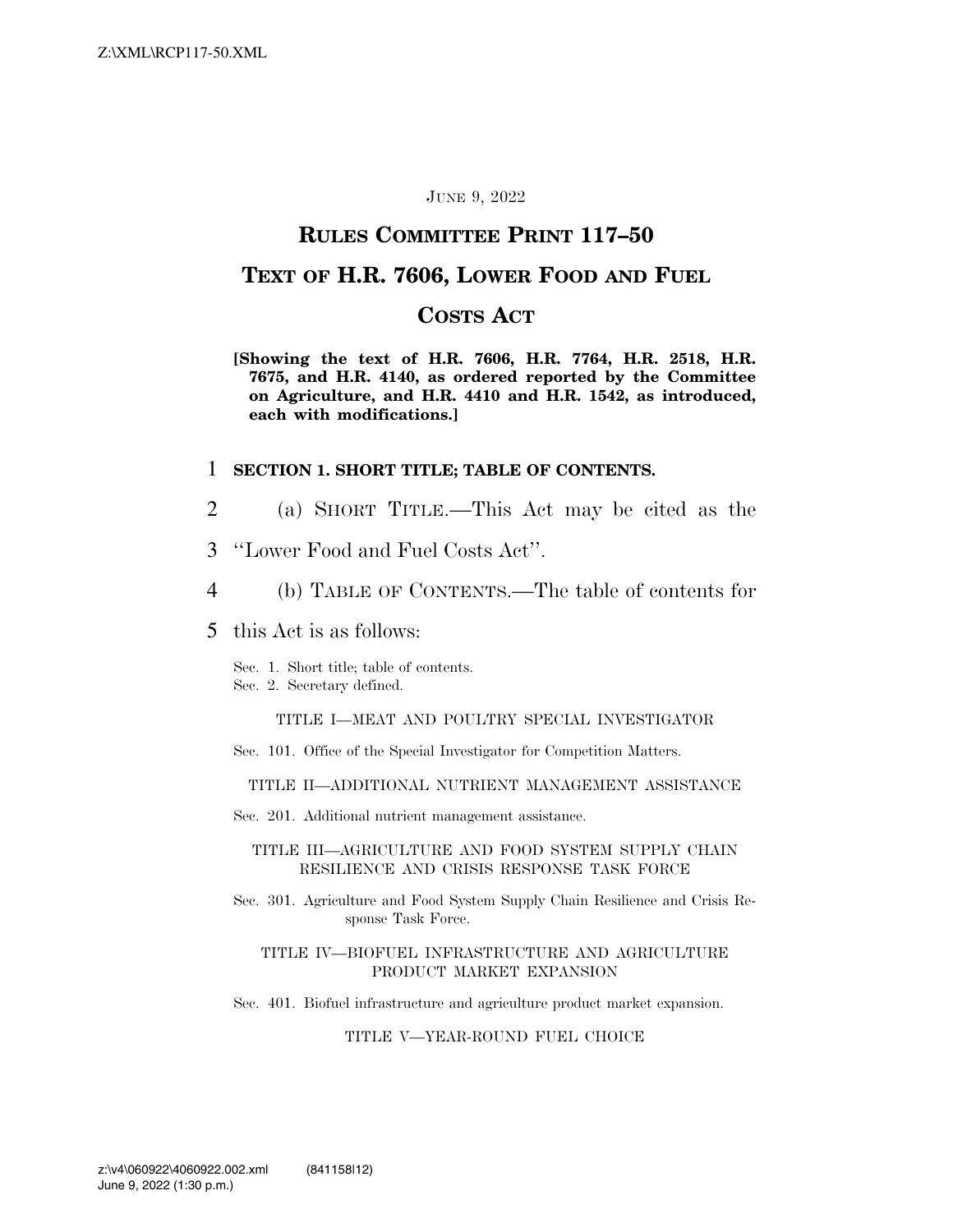JUNE 9, 2022

# RULES COMMITTEE PRINT 117–50

# TEXT OF H.R. 7606, LOWER FOOD AND FUEL COSTS ACT

**[Showing the text of H.R. 7606, H.R. 7764, H.R. 2518, H.R. 7675, and H.R. 4140, as ordered reported by the Committee on Agriculture, and H.R. 4410 and H.R. 1542, as introduced, each with modifications.]**

1 **SECTION 1. SHORT TITLE; TABLE OF CONTENTS.**

2 (a) SHORT TITLE.—This Act may be cited as the
3 ''Lower Food and Fuel Costs Act''.

4 (b) TABLE OF CONTENTS.—The table of contents for
5 this Act is as follows:

Sec. 1. Short title; table of contents.
Sec. 2. Secretary defined.

TITLE I—MEAT AND POULTRY SPECIAL INVESTIGATOR

Sec. 101. Office of the Special Investigator for Competition Matters.

TITLE II—ADDITIONAL NUTRIENT MANAGEMENT ASSISTANCE

Sec. 201. Additional nutrient management assistance.

TITLE III—AGRICULTURE AND FOOD SYSTEM SUPPLY CHAIN RESILIENCE AND CRISIS RESPONSE TASK FORCE

Sec. 301. Agriculture and Food System Supply Chain Resilience and Crisis Response Task Force.

TITLE IV—BIOFUEL INFRASTRUCTURE AND AGRICULTURE PRODUCT MARKET EXPANSION

Sec. 401. Biofuel infrastructure and agriculture product market expansion.

TITLE V—YEAR-ROUND FUEL CHOICE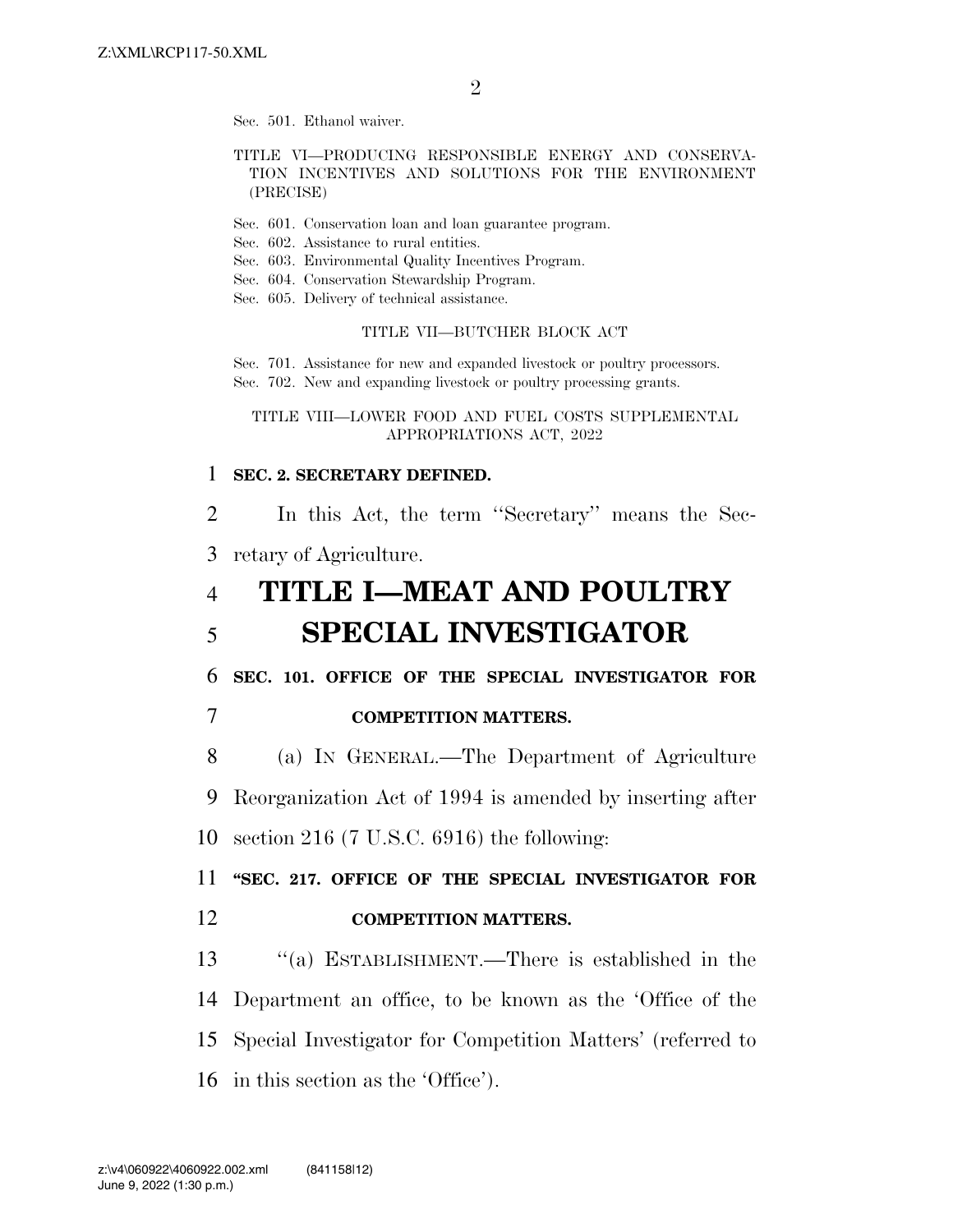Sec. 501. Ethanol waiver.

TITLE VI—PRODUCING RESPONSIBLE ENERGY AND CONSERVATION INCENTIVES AND SOLUTIONS FOR THE ENVIRONMENT (PRECISE)

Sec. 601. Conservation loan and loan guarantee program.
Sec. 602. Assistance to rural entities.
Sec. 603. Environmental Quality Incentives Program.
Sec. 604. Conservation Stewardship Program.
Sec. 605. Delivery of technical assistance.

TITLE VII—BUTCHER BLOCK ACT

Sec. 701. Assistance for new and expanded livestock or poultry processors.
Sec. 702. New and expanding livestock or poultry processing grants.

TITLE VIII—LOWER FOOD AND FUEL COSTS SUPPLEMENTAL APPROPRIATIONS ACT, 2022

**SEC. 2. SECRETARY DEFINED.**

In this Act, the term ''Secretary'' means the Secretary of Agriculture.

# TITLE I—MEAT AND POULTRY SPECIAL INVESTIGATOR

**SEC. 101. OFFICE OF THE SPECIAL INVESTIGATOR FOR COMPETITION MATTERS.**

(a) IN GENERAL.—The Department of Agriculture Reorganization Act of 1994 is amended by inserting after section 216 (7 U.S.C. 6916) the following:

**''SEC. 217. OFFICE OF THE SPECIAL INVESTIGATOR FOR COMPETITION MATTERS.**

''(a) ESTABLISHMENT.—There is established in the Department an office, to be known as the 'Office of the Special Investigator for Competition Matters' (referred to in this section as the 'Office').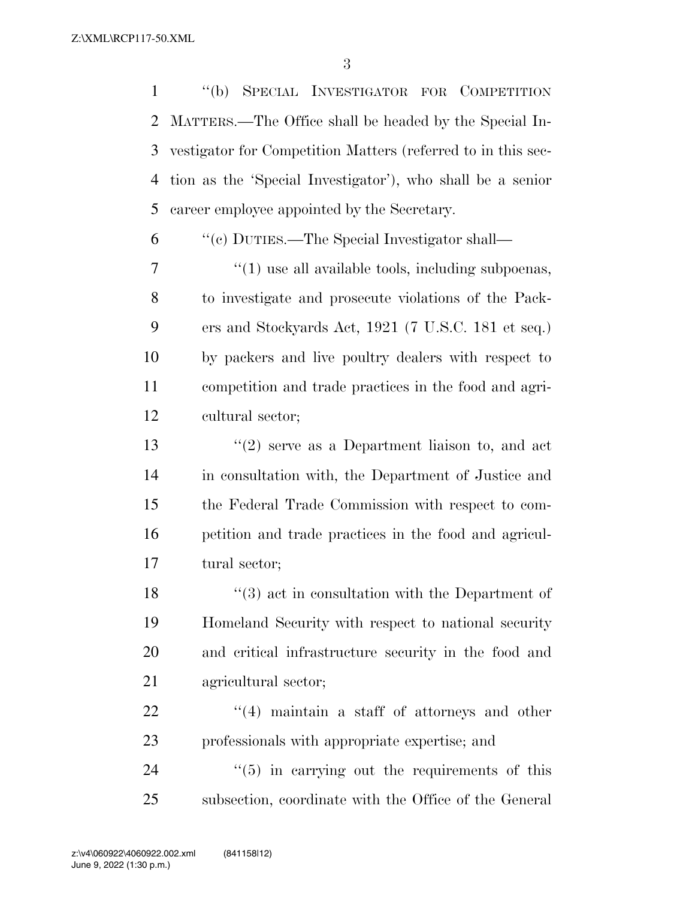"(b) SPECIAL INVESTIGATOR FOR COMPETITION MATTERS.—The Office shall be headed by the Special Investigator for Competition Matters (referred to in this section as the 'Special Investigator'), who shall be a senior career employee appointed by the Secretary.

"(c) DUTIES.—The Special Investigator shall—

"(1) use all available tools, including subpoenas, to investigate and prosecute violations of the Packers and Stockyards Act, 1921 (7 U.S.C. 181 et seq.) by packers and live poultry dealers with respect to competition and trade practices in the food and agricultural sector;

"(2) serve as a Department liaison to, and act in consultation with, the Department of Justice and the Federal Trade Commission with respect to competition and trade practices in the food and agricultural sector;

"(3) act in consultation with the Department of Homeland Security with respect to national security and critical infrastructure security in the food and agricultural sector;

"(4) maintain a staff of attorneys and other professionals with appropriate expertise; and

"(5) in carrying out the requirements of this subsection, coordinate with the Office of the General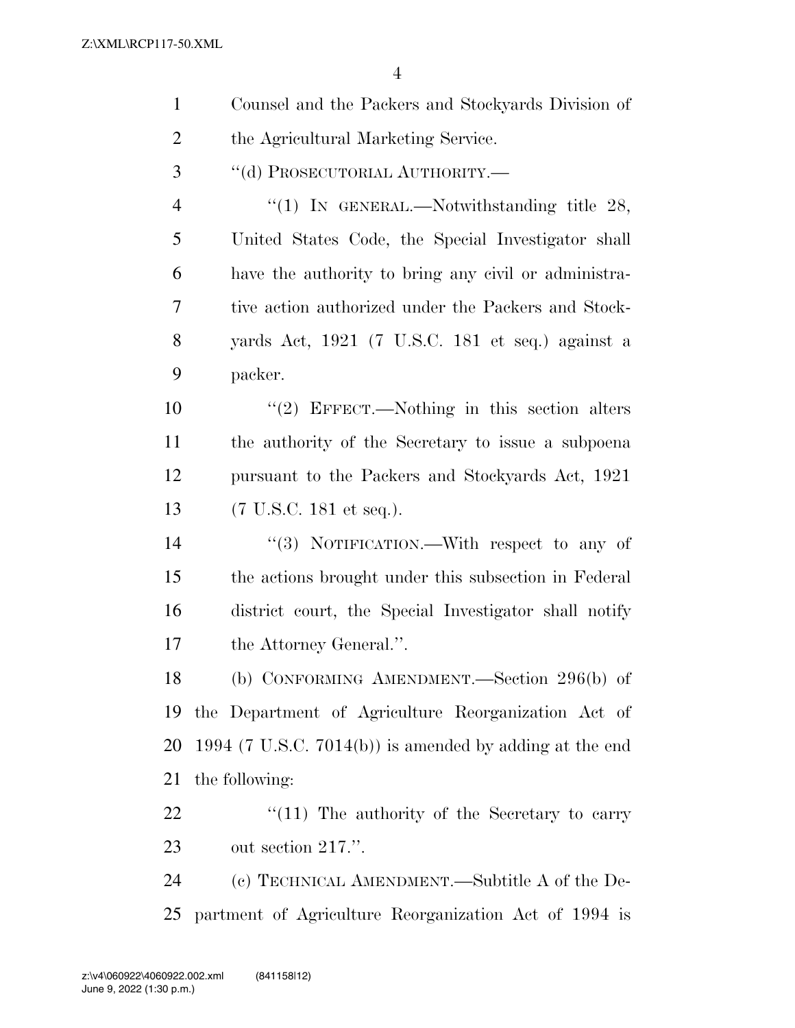Counsel and the Packers and Stockyards Division of the Agricultural Marketing Service.

"(d) PROSECUTORIAL AUTHORITY.—

"(1) IN GENERAL.—Notwithstanding title 28, United States Code, the Special Investigator shall have the authority to bring any civil or administrative action authorized under the Packers and Stockyards Act, 1921 (7 U.S.C. 181 et seq.) against a packer.

"(2) EFFECT.—Nothing in this section alters the authority of the Secretary to issue a subpoena pursuant to the Packers and Stockyards Act, 1921 (7 U.S.C. 181 et seq.).

"(3) NOTIFICATION.—With respect to any of the actions brought under this subsection in Federal district court, the Special Investigator shall notify the Attorney General.".

(b) CONFORMING AMENDMENT.—Section 296(b) of the Department of Agriculture Reorganization Act of 1994 (7 U.S.C. 7014(b)) is amended by adding at the end the following:

"(11) The authority of the Secretary to carry out section 217.".

(c) TECHNICAL AMENDMENT.—Subtitle A of the Department of Agriculture Reorganization Act of 1994 is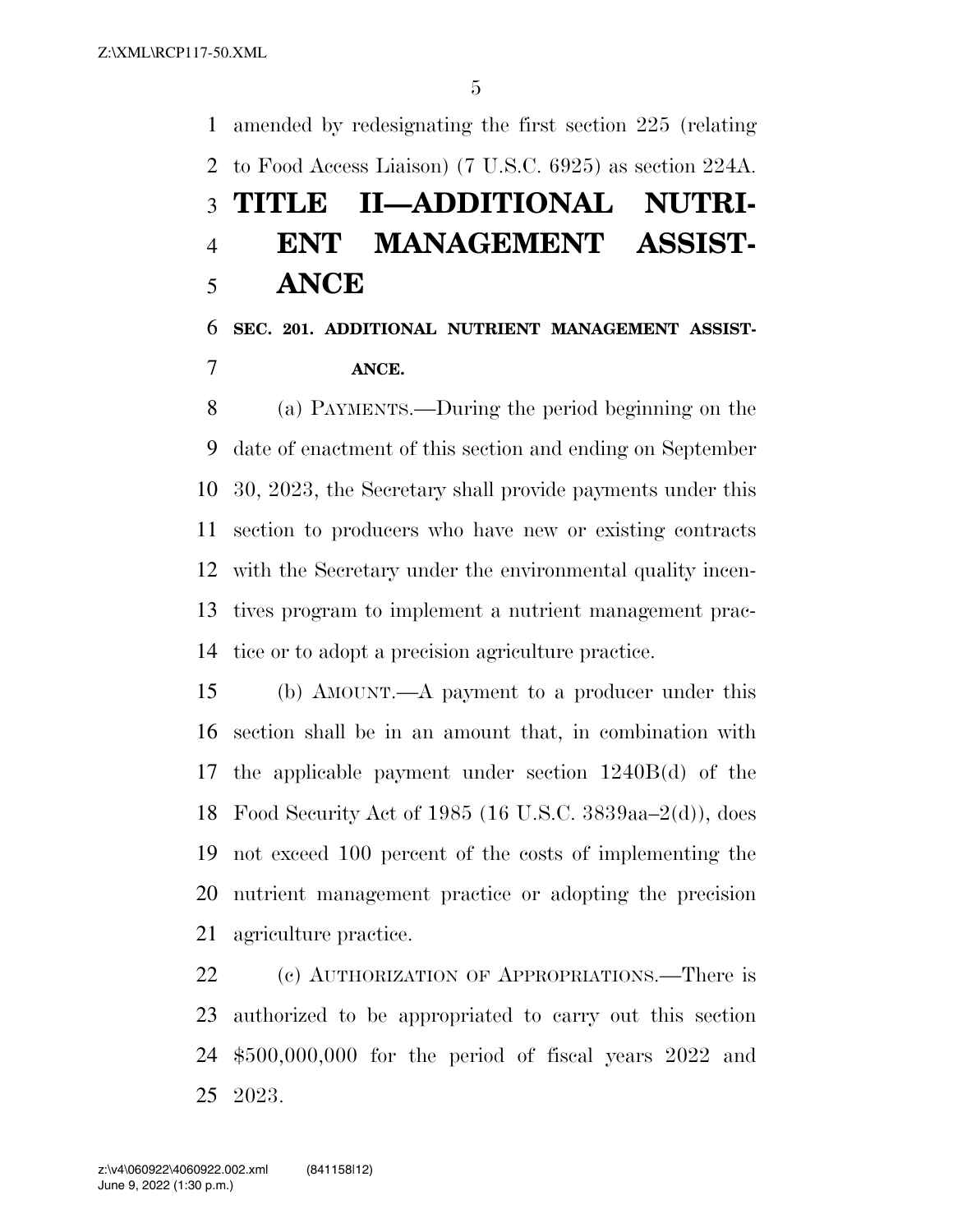amended by redesignating the first section 225 (relating to Food Access Liaison) (7 U.S.C. 6925) as section 224A.

# TITLE II—ADDITIONAL NUTRIENT MANAGEMENT ASSISTANCE

### SEC. 201. ADDITIONAL NUTRIENT MANAGEMENT ASSISTANCE.

(a) PAYMENTS.—During the period beginning on the date of enactment of this section and ending on September 30, 2023, the Secretary shall provide payments under this section to producers who have new or existing contracts with the Secretary under the environmental quality incentives program to implement a nutrient management practice or to adopt a precision agriculture practice.

(b) AMOUNT.—A payment to a producer under this section shall be in an amount that, in combination with the applicable payment under section 1240B(d) of the Food Security Act of 1985 (16 U.S.C. 3839aa–2(d)), does not exceed 100 percent of the costs of implementing the nutrient management practice or adopting the precision agriculture practice.

(c) AUTHORIZATION OF APPROPRIATIONS.—There is authorized to be appropriated to carry out this section $500,000,000 for the period of fiscal years 2022 and 2023.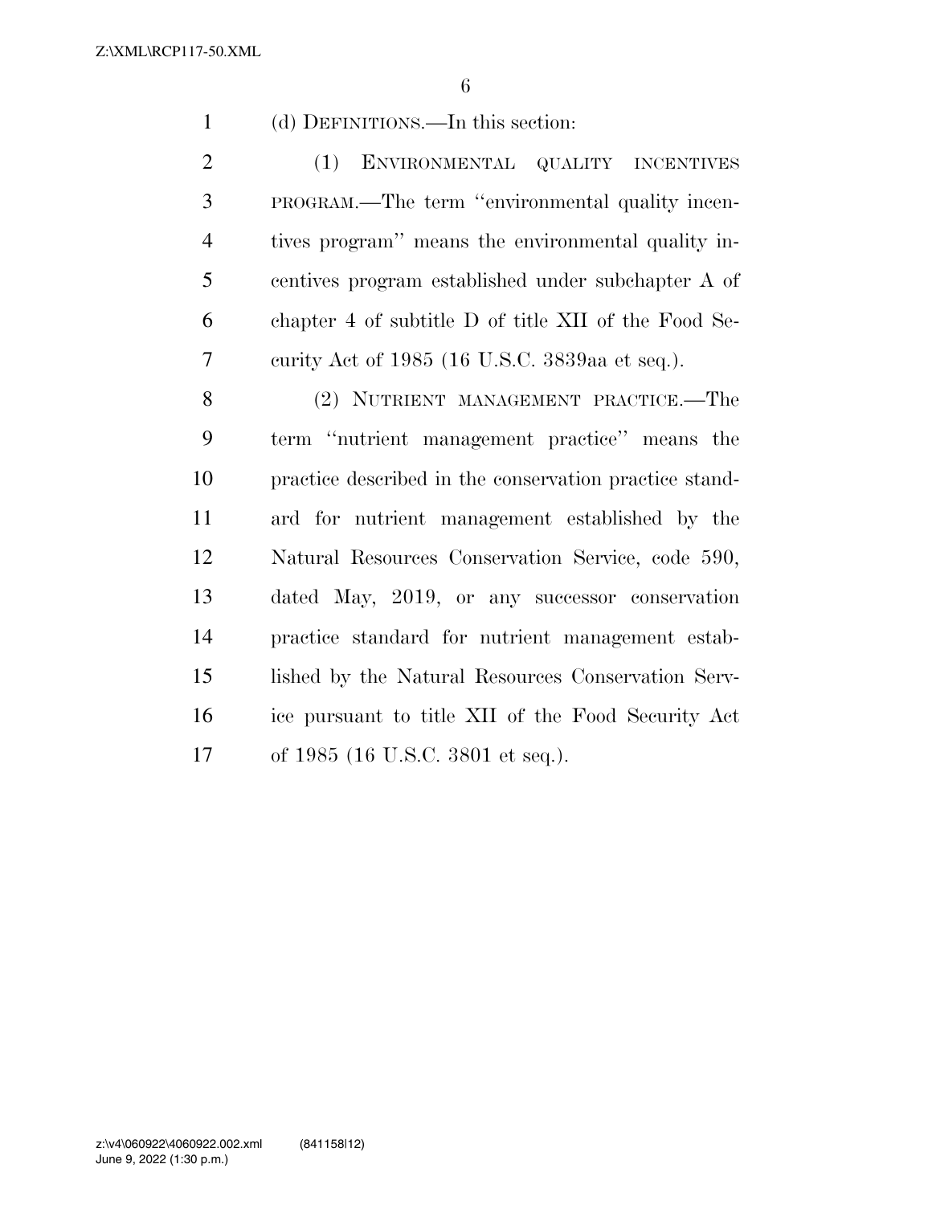(d) DEFINITIONS.—In this section:

(1) ENVIRONMENTAL QUALITY INCENTIVES PROGRAM.—The term ''environmental quality incentives program'' means the environmental quality incentives program established under subchapter A of chapter 4 of subtitle D of title XII of the Food Security Act of 1985 (16 U.S.C. 3839aa et seq.).

(2) NUTRIENT MANAGEMENT PRACTICE.—The term ''nutrient management practice'' means the practice described in the conservation practice standard for nutrient management established by the Natural Resources Conservation Service, code 590, dated May, 2019, or any successor conservation practice standard for nutrient management established by the Natural Resources Conservation Service pursuant to title XII of the Food Security Act of 1985 (16 U.S.C. 3801 et seq.).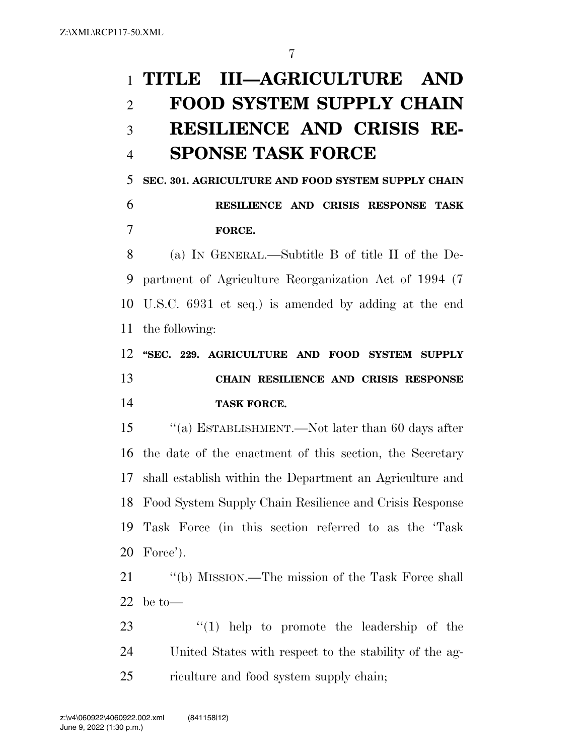# TITLE III—AGRICULTURE AND FOOD SYSTEM SUPPLY CHAIN RESILIENCE AND CRISIS RESPONSE TASK FORCE

## SEC. 301. AGRICULTURE AND FOOD SYSTEM SUPPLY CHAIN RESILIENCE AND CRISIS RESPONSE TASK FORCE.

(a) IN GENERAL.—Subtitle B of title II of the Department of Agriculture Reorganization Act of 1994 (7 U.S.C. 6931 et seq.) is amended by adding at the end the following:

**"SEC. 229. AGRICULTURE AND FOOD SYSTEM SUPPLY CHAIN RESILIENCE AND CRISIS RESPONSE TASK FORCE.**

"(a) ESTABLISHMENT.—Not later than 60 days after the date of the enactment of this section, the Secretary shall establish within the Department an Agriculture and Food System Supply Chain Resilience and Crisis Response Task Force (in this section referred to as the 'Task Force').

"(b) MISSION.—The mission of the Task Force shall be to—

"(1) help to promote the leadership of the United States with respect to the stability of the agriculture and food system supply chain;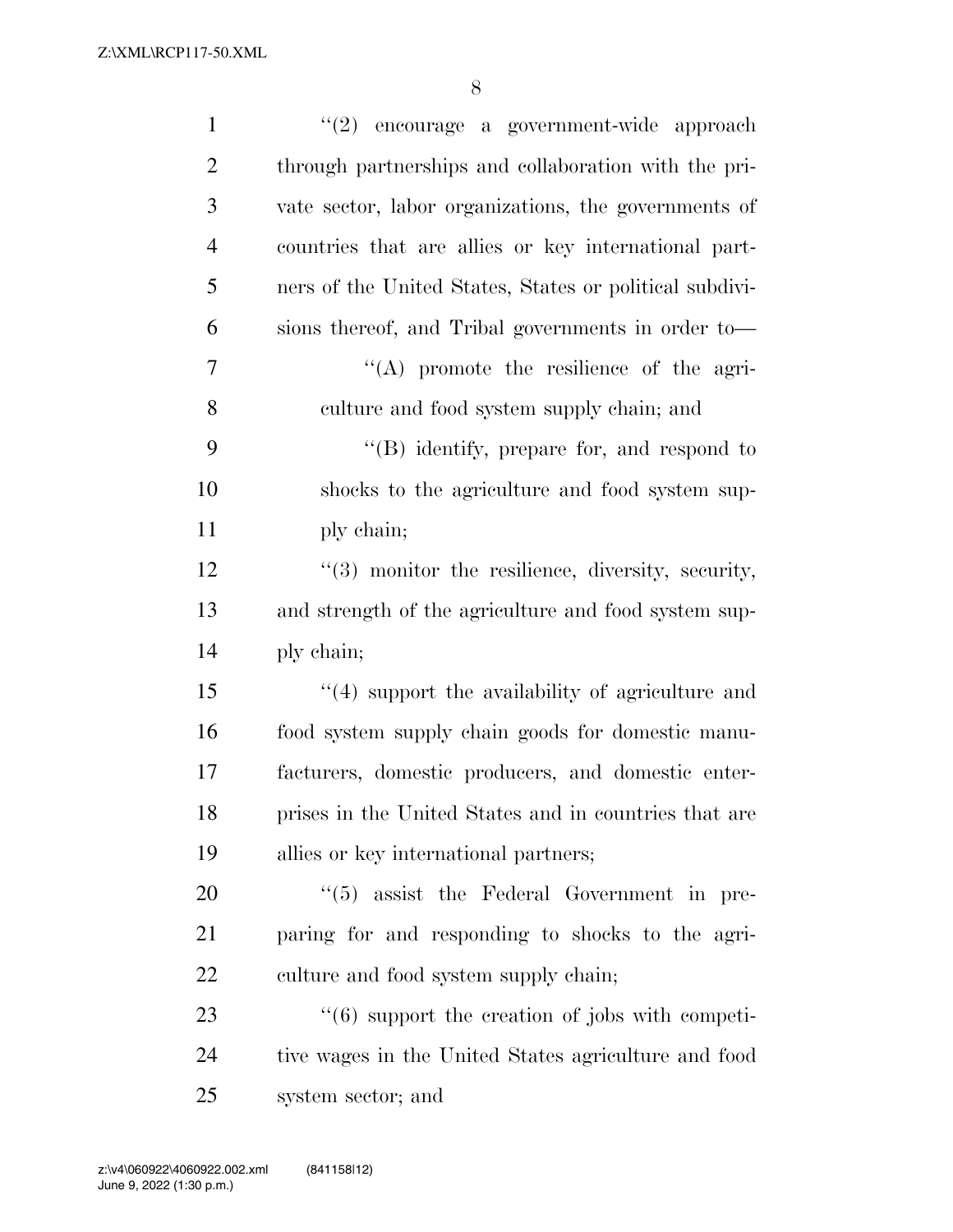''(2) encourage a government-wide approach through partnerships and collaboration with the private sector, labor organizations, the governments of countries that are allies or key international partners of the United States, States or political subdivisions thereof, and Tribal governments in order to—

''(A) promote the resilience of the agriculture and food system supply chain; and

''(B) identify, prepare for, and respond to shocks to the agriculture and food system supply chain;

''(3) monitor the resilience, diversity, security, and strength of the agriculture and food system supply chain;

''(4) support the availability of agriculture and food system supply chain goods for domestic manufacturers, domestic producers, and domestic enterprises in the United States and in countries that are allies or key international partners;

''(5) assist the Federal Government in preparing for and responding to shocks to the agriculture and food system supply chain;

''(6) support the creation of jobs with competitive wages in the United States agriculture and food system sector; and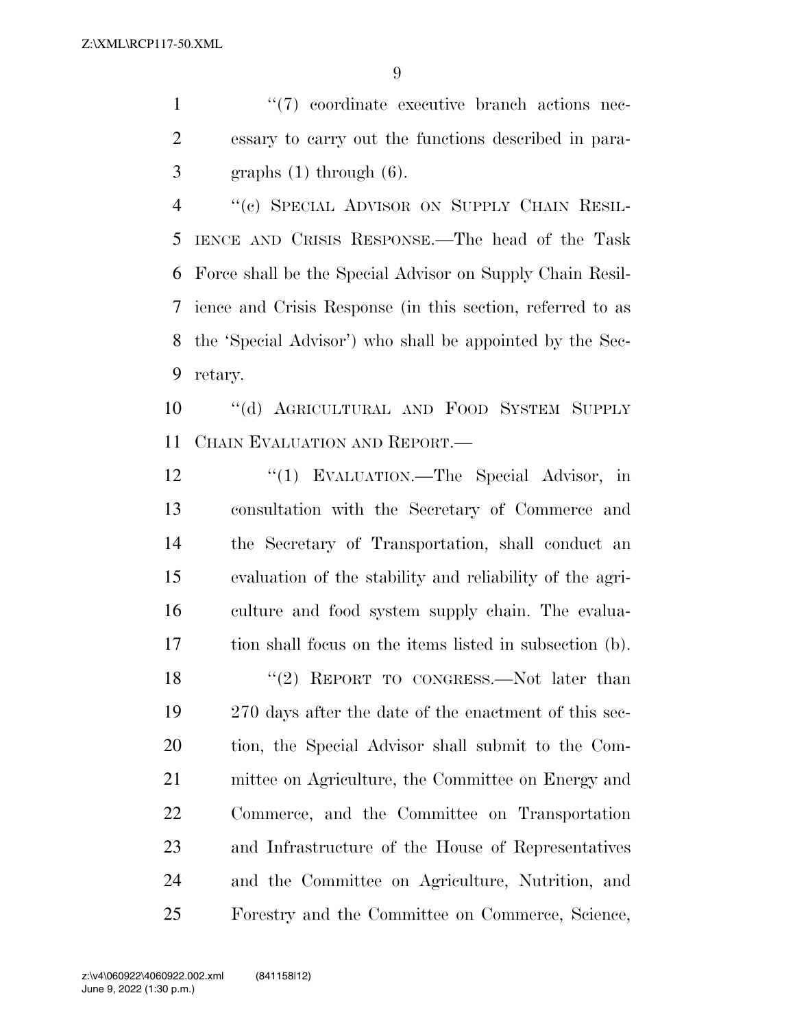"(7) coordinate executive branch actions necessary to carry out the functions described in paragraphs (1) through (6).

"(c) SPECIAL ADVISOR ON SUPPLY CHAIN RESILIENCE AND CRISIS RESPONSE.—The head of the Task Force shall be the Special Advisor on Supply Chain Resilience and Crisis Response (in this section, referred to as the 'Special Advisor') who shall be appointed by the Secretary.

"(d) AGRICULTURAL AND FOOD SYSTEM SUPPLY CHAIN EVALUATION AND REPORT.—

"(1) EVALUATION.—The Special Advisor, in consultation with the Secretary of Commerce and the Secretary of Transportation, shall conduct an evaluation of the stability and reliability of the agriculture and food system supply chain. The evaluation shall focus on the items listed in subsection (b).

"(2) REPORT TO CONGRESS.—Not later than 270 days after the date of the enactment of this section, the Special Advisor shall submit to the Committee on Agriculture, the Committee on Energy and Commerce, and the Committee on Transportation and Infrastructure of the House of Representatives and the Committee on Agriculture, Nutrition, and Forestry and the Committee on Commerce, Science,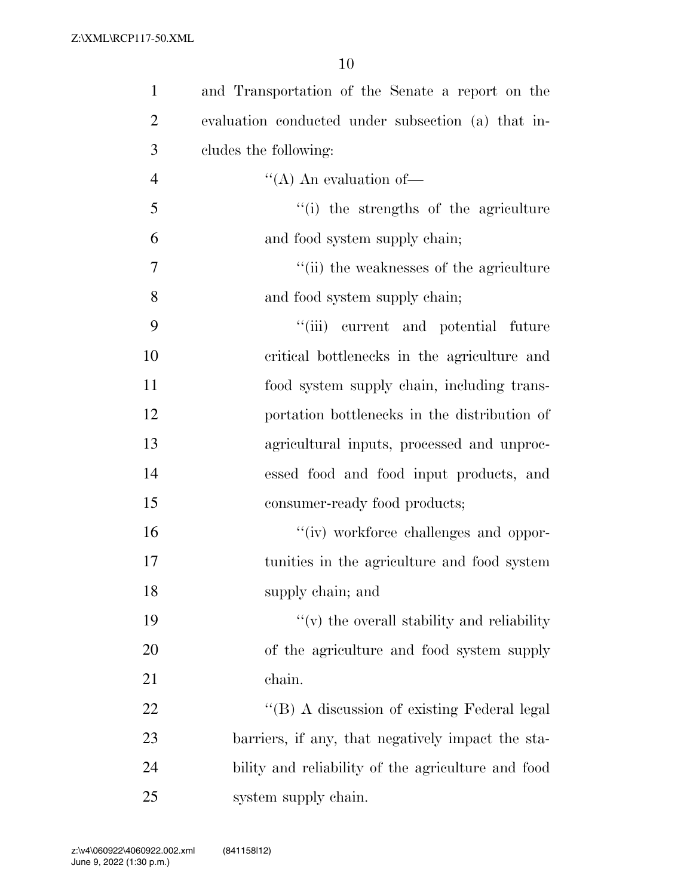and Transportation of the Senate a report on the evaluation conducted under subsection (a) that includes the following:

"(A) An evaluation of—

"(i) the strengths of the agriculture and food system supply chain;

"(ii) the weaknesses of the agriculture and food system supply chain;

"(iii) current and potential future critical bottlenecks in the agriculture and food system supply chain, including transportation bottlenecks in the distribution of agricultural inputs, processed and unprocessed food and food input products, and consumer-ready food products;

"(iv) workforce challenges and opportunities in the agriculture and food system supply chain; and

"(v) the overall stability and reliability of the agriculture and food system supply chain.

"(B) A discussion of existing Federal legal barriers, if any, that negatively impact the stability and reliability of the agriculture and food system supply chain.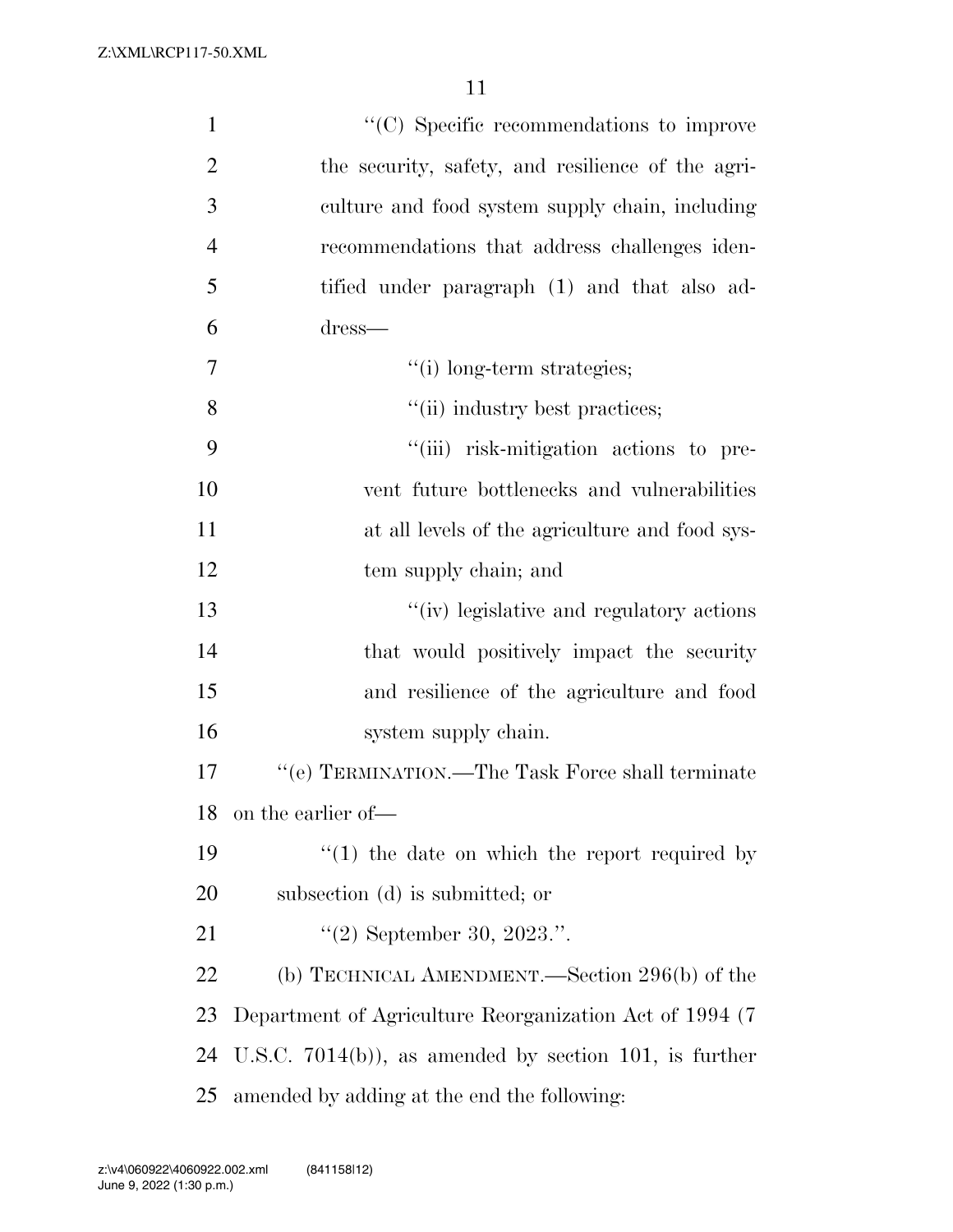''(C) Specific recommendations to improve the security, safety, and resilience of the agriculture and food system supply chain, including recommendations that address challenges identified under paragraph (1) and that also address—

''(i) long-term strategies;

''(ii) industry best practices;

''(iii) risk-mitigation actions to prevent future bottlenecks and vulnerabilities at all levels of the agriculture and food system supply chain; and

''(iv) legislative and regulatory actions that would positively impact the security and resilience of the agriculture and food system supply chain.

''(e) TERMINATION.—The Task Force shall terminate on the earlier of—

''(1) the date on which the report required by subsection (d) is submitted; or

''(2) September 30, 2023.''.

(b) TECHNICAL AMENDMENT.—Section 296(b) of the Department of Agriculture Reorganization Act of 1994 (7 U.S.C. 7014(b)), as amended by section 101, is further amended by adding at the end the following: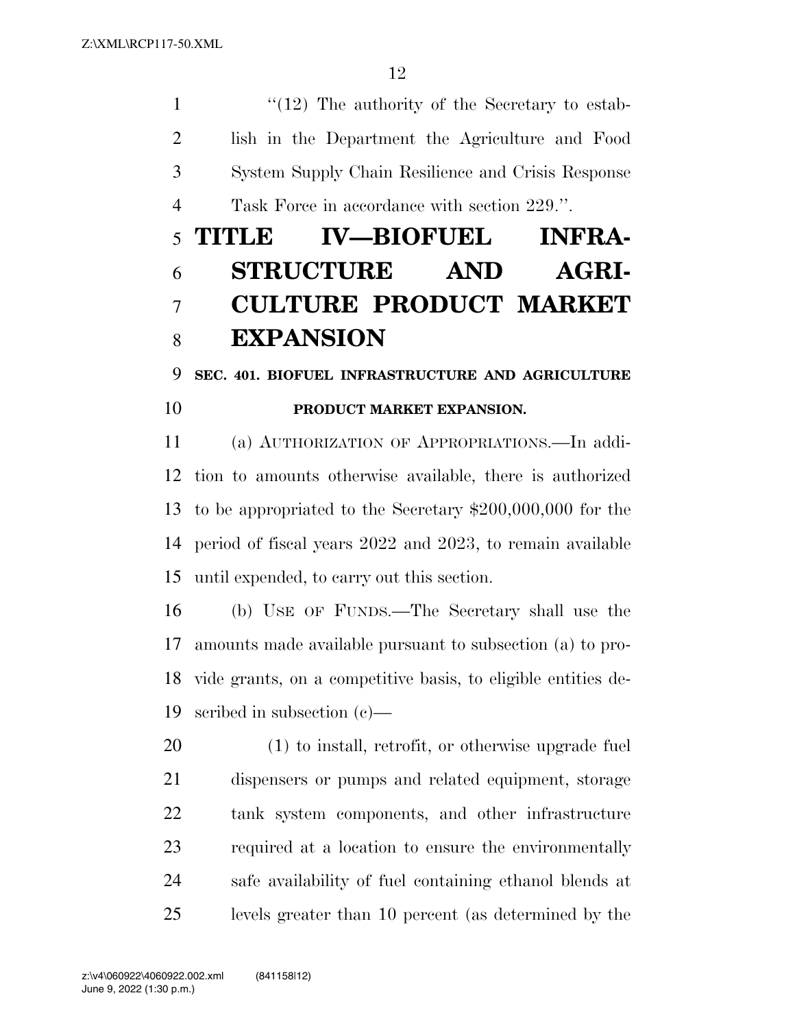"(12) The authority of the Secretary to establish in the Department the Agriculture and Food System Supply Chain Resilience and Crisis Response Task Force in accordance with section 229.".

# TITLE IV—BIOFUEL INFRASTRUCTURE AND AGRICULTURE PRODUCT MARKET EXPANSION

## SEC. 401. BIOFUEL INFRASTRUCTURE AND AGRICULTURE PRODUCT MARKET EXPANSION.

(a) AUTHORIZATION OF APPROPRIATIONS.—In addition to amounts otherwise available, there is authorized to be appropriated to the Secretary $200,000,000 for the period of fiscal years 2022 and 2023, to remain available until expended, to carry out this section.

(b) USE OF FUNDS.—The Secretary shall use the amounts made available pursuant to subsection (a) to provide grants, on a competitive basis, to eligible entities described in subsection (c)—

(1) to install, retrofit, or otherwise upgrade fuel dispensers or pumps and related equipment, storage tank system components, and other infrastructure required at a location to ensure the environmentally safe availability of fuel containing ethanol blends at levels greater than 10 percent (as determined by the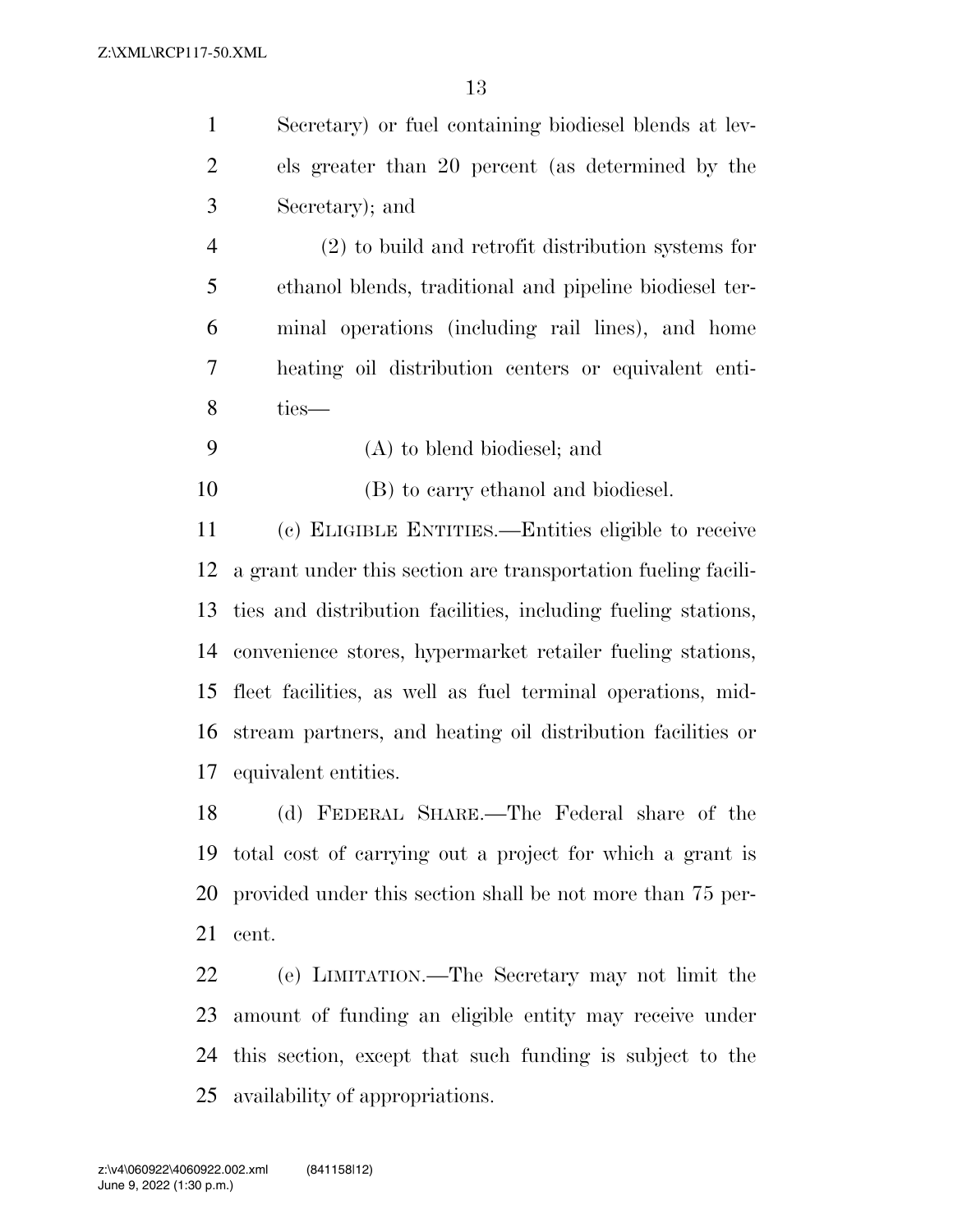Secretary) or fuel containing biodiesel blends at levels greater than 20 percent (as determined by the Secretary); and

(2) to build and retrofit distribution systems for ethanol blends, traditional and pipeline biodiesel terminal operations (including rail lines), and home heating oil distribution centers or equivalent entities—

(A) to blend biodiesel; and

(B) to carry ethanol and biodiesel.

(c) ELIGIBLE ENTITIES.—Entities eligible to receive a grant under this section are transportation fueling facilities and distribution facilities, including fueling stations, convenience stores, hypermarket retailer fueling stations, fleet facilities, as well as fuel terminal operations, midstream partners, and heating oil distribution facilities or equivalent entities.

(d) FEDERAL SHARE.—The Federal share of the total cost of carrying out a project for which a grant is provided under this section shall be not more than 75 percent.

(e) LIMITATION.—The Secretary may not limit the amount of funding an eligible entity may receive under this section, except that such funding is subject to the availability of appropriations.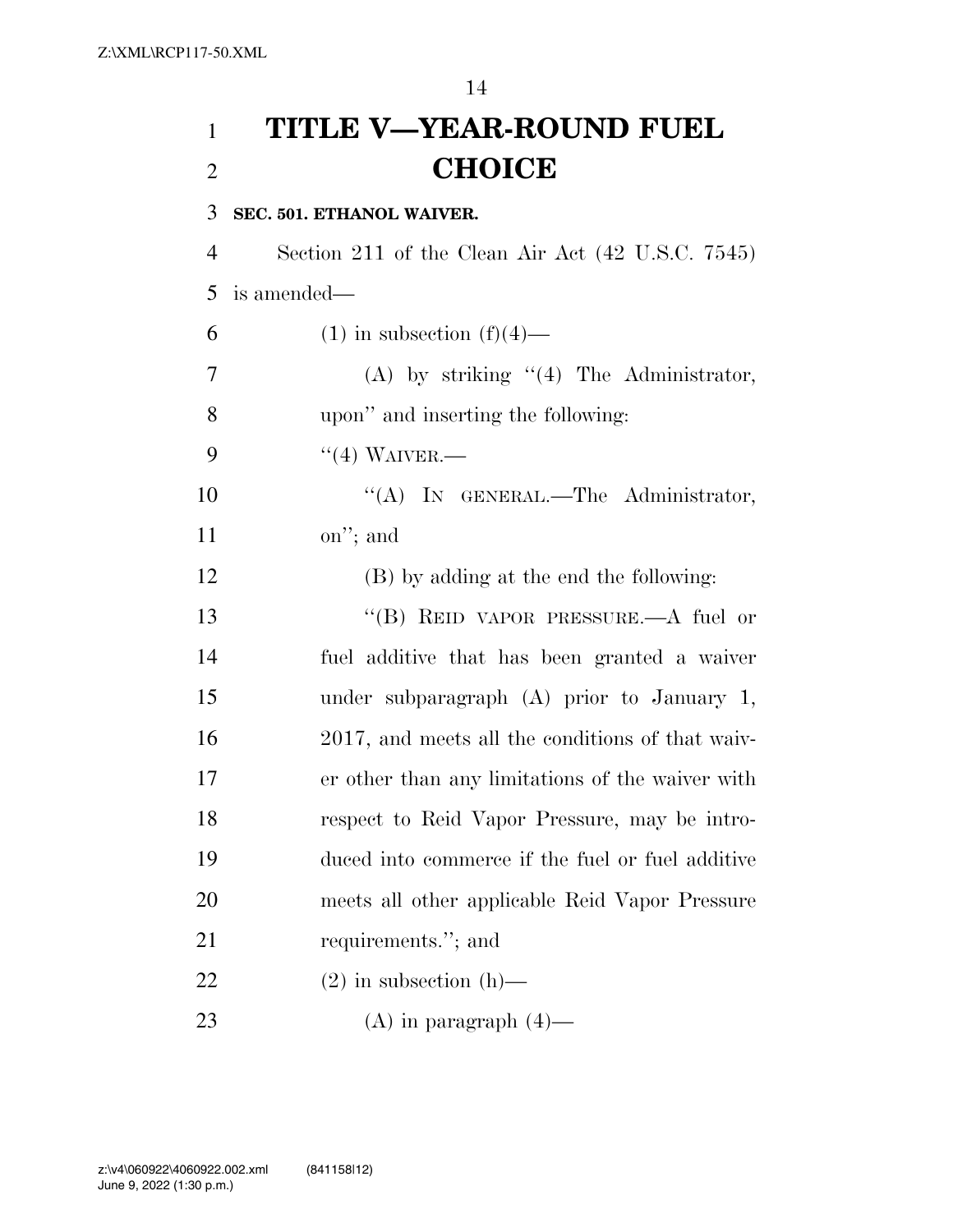# TITLE V—YEAR-ROUND FUEL CHOICE

### SEC. 501. ETHANOL WAIVER.

Section 211 of the Clean Air Act (42 U.S.C. 7545) is amended—

(1) in subsection (f)(4)—

(A) by striking "(4) The Administrator, upon" and inserting the following:

"(4) WAIVER.—

"(A) IN GENERAL.—The Administrator, on"; and

(B) by adding at the end the following:

"(B) REID VAPOR PRESSURE.—A fuel or fuel additive that has been granted a waiver under subparagraph (A) prior to January 1, 2017, and meets all the conditions of that waiver other than any limitations of the waiver with respect to Reid Vapor Pressure, may be introduced into commerce if the fuel or fuel additive meets all other applicable Reid Vapor Pressure requirements."; and

(2) in subsection (h)—

(A) in paragraph (4)—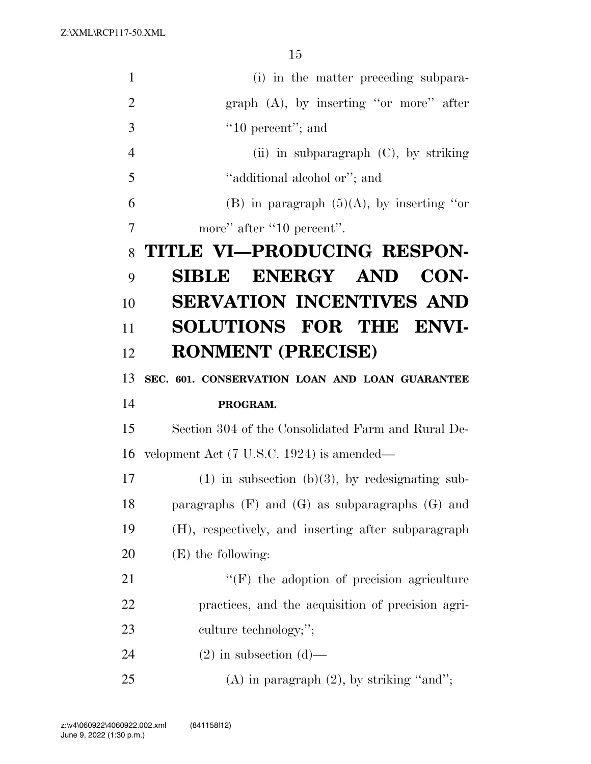(i) in the matter preceding subparagraph (A), by inserting ''or more'' after ''10 percent''; and

(ii) in subparagraph (C), by striking ''additional alcohol or''; and

(B) in paragraph (5)(A), by inserting ''or more'' after ''10 percent''.

# TITLE VI—PRODUCING RESPONSIBLE ENERGY AND CONSERVATION INCENTIVES AND SOLUTIONS FOR THE ENVIRONMENT (PRECISE)

## SEC. 601. CONSERVATION LOAN AND LOAN GUARANTEE PROGRAM.

Section 304 of the Consolidated Farm and Rural Development Act (7 U.S.C. 1924) is amended—

(1) in subsection (b)(3), by redesignating subparagraphs (F) and (G) as subparagraphs (G) and (H), respectively, and inserting after subparagraph (E) the following:

''(F) the adoption of precision agriculture practices, and the acquisition of precision agriculture technology;'';

(2) in subsection (d)—

(A) in paragraph (2), by striking ''and'';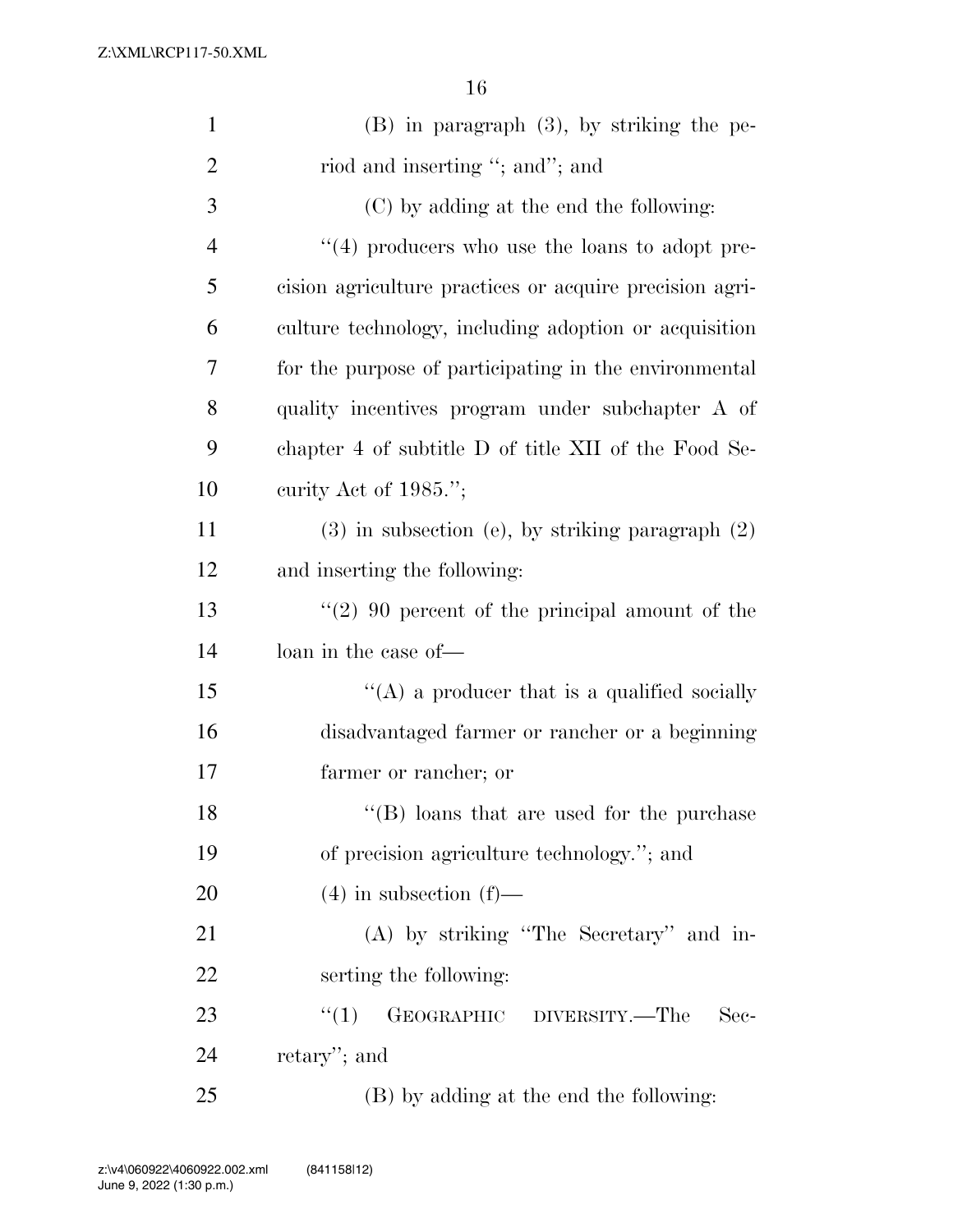(B) in paragraph (3), by striking the period and inserting "; and"; and

(C) by adding at the end the following:

"(4) producers who use the loans to adopt precision agriculture practices or acquire precision agriculture technology, including adoption or acquisition for the purpose of participating in the environmental quality incentives program under subchapter A of chapter 4 of subtitle D of title XII of the Food Security Act of 1985.";

(3) in subsection (e), by striking paragraph (2) and inserting the following:

"(2) 90 percent of the principal amount of the loan in the case of—

"(A) a producer that is a qualified socially disadvantaged farmer or rancher or a beginning farmer or rancher; or

"(B) loans that are used for the purchase of precision agriculture technology."; and

(4) in subsection (f)—

(A) by striking "The Secretary" and inserting the following:

"(1) GEOGRAPHIC DIVERSITY.—The Secretary"; and

(B) by adding at the end the following: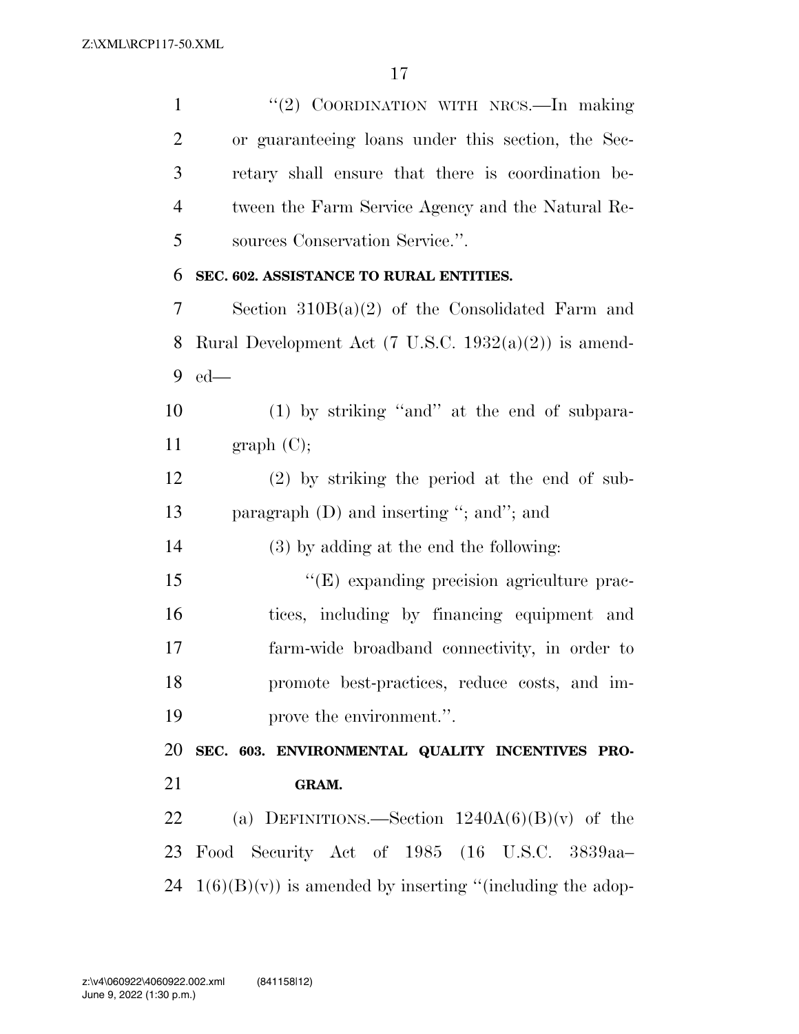"(2) COORDINATION WITH NRCS.—In making or guaranteeing loans under this section, the Secretary shall ensure that there is coordination between the Farm Service Agency and the Natural Resources Conservation Service.".

**SEC. 602. ASSISTANCE TO RURAL ENTITIES.**

Section 310B(a)(2) of the Consolidated Farm and Rural Development Act (7 U.S.C. 1932(a)(2)) is amended—

(1) by striking "and" at the end of subparagraph (C);

(2) by striking the period at the end of subparagraph (D) and inserting "; and"; and

(3) by adding at the end the following:

"(E) expanding precision agriculture practices, including by financing equipment and farm-wide broadband connectivity, in order to promote best-practices, reduce costs, and improve the environment.".

**SEC. 603. ENVIRONMENTAL QUALITY INCENTIVES PROGRAM.**

(a) DEFINITIONS.—Section 1240A(6)(B)(v) of the Food Security Act of 1985 (16 U.S.C. 3839aa–1(6)(B)(v)) is amended by inserting "(including the adop-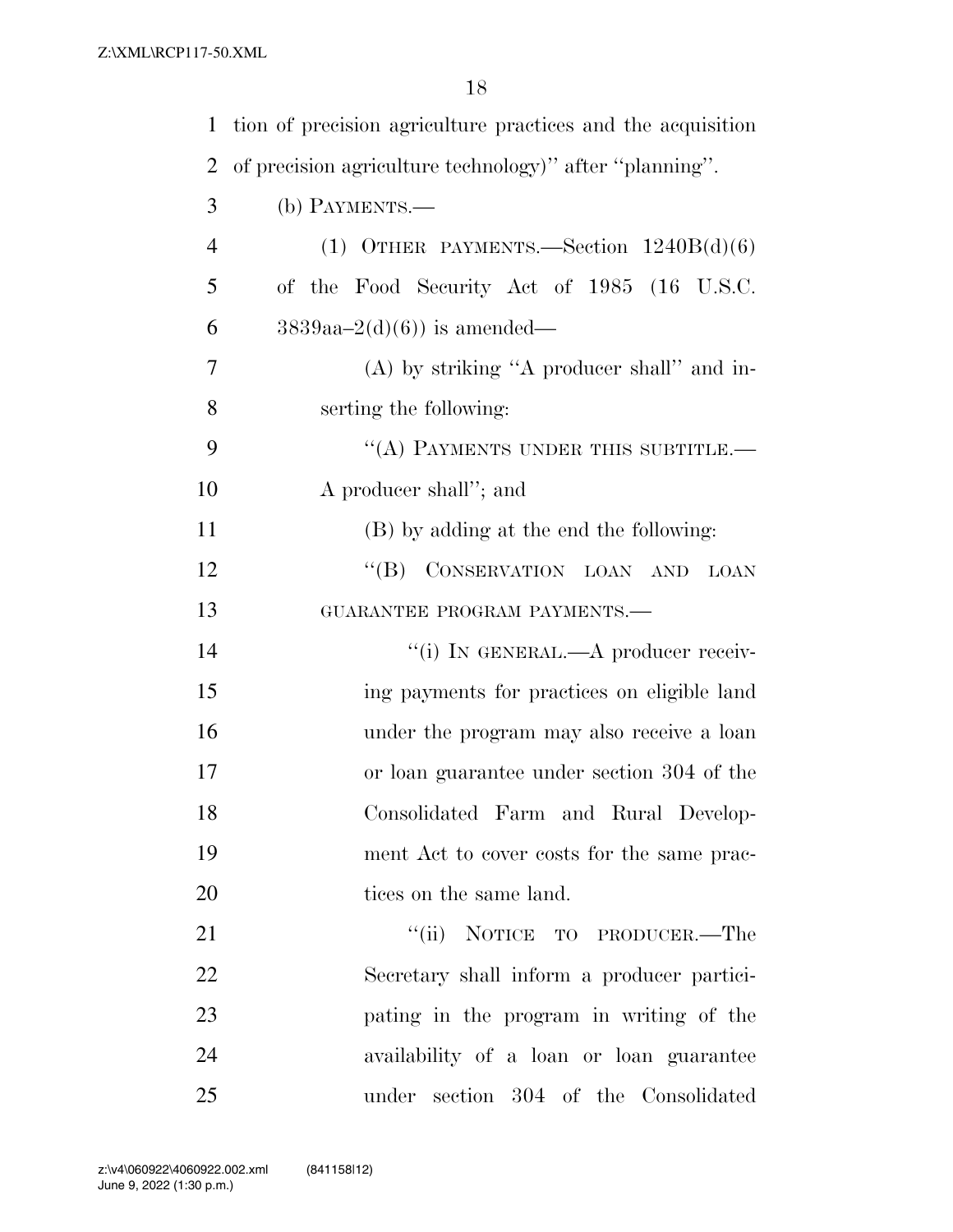tion of precision agriculture practices and the acquisition of precision agriculture technology)'' after ''planning''.

(b) PAYMENTS.—

(1) OTHER PAYMENTS.—Section 1240B(d)(6) of the Food Security Act of 1985 (16 U.S.C. 3839aa–2(d)(6)) is amended—

(A) by striking ''A producer shall'' and inserting the following:

''(A) PAYMENTS UNDER THIS SUBTITLE.—A producer shall''; and

(B) by adding at the end the following:

''(B) CONSERVATION LOAN AND LOAN GUARANTEE PROGRAM PAYMENTS.—

''(i) IN GENERAL.—A producer receiving payments for practices on eligible land under the program may also receive a loan or loan guarantee under section 304 of the Consolidated Farm and Rural Development Act to cover costs for the same practices on the same land.

''(ii) NOTICE TO PRODUCER.—The Secretary shall inform a producer participating in the program in writing of the availability of a loan or loan guarantee under section 304 of the Consolidated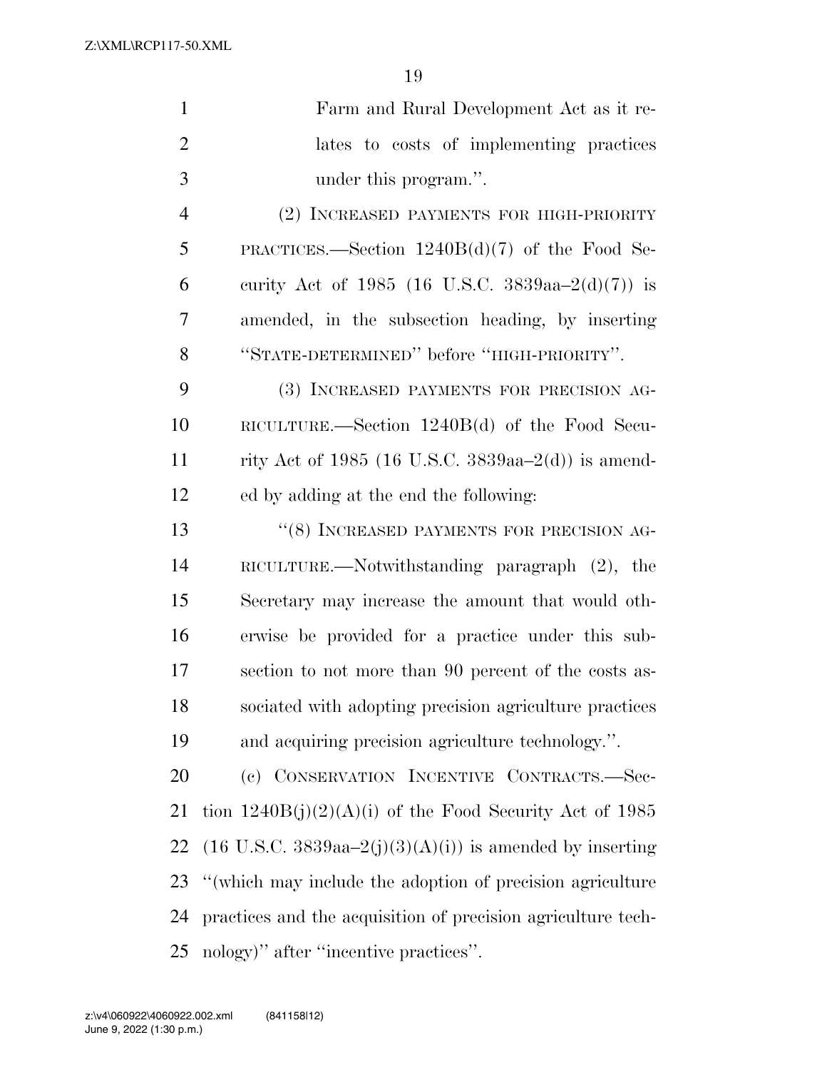Farm and Rural Development Act as it relates to costs of implementing practices under this program.''.

(2) INCREASED PAYMENTS FOR HIGH-PRIORITY PRACTICES.—Section 1240B(d)(7) of the Food Security Act of 1985 (16 U.S.C. 3839aa–2(d)(7)) is amended, in the subsection heading, by inserting ''STATE-DETERMINED'' before ''HIGH-PRIORITY''.

(3) INCREASED PAYMENTS FOR PRECISION AGRICULTURE.—Section 1240B(d) of the Food Security Act of 1985 (16 U.S.C. 3839aa–2(d)) is amended by adding at the end the following:

''(8) INCREASED PAYMENTS FOR PRECISION AGRICULTURE.—Notwithstanding paragraph (2), the Secretary may increase the amount that would otherwise be provided for a practice under this subsection to not more than 90 percent of the costs associated with adopting precision agriculture practices and acquiring precision agriculture technology.''.

(c) CONSERVATION INCENTIVE CONTRACTS.—Section 1240B(j)(2)(A)(i) of the Food Security Act of 1985 (16 U.S.C. 3839aa–2(j)(3)(A)(i)) is amended by inserting ''(which may include the adoption of precision agriculture practices and the acquisition of precision agriculture technology)'' after ''incentive practices''.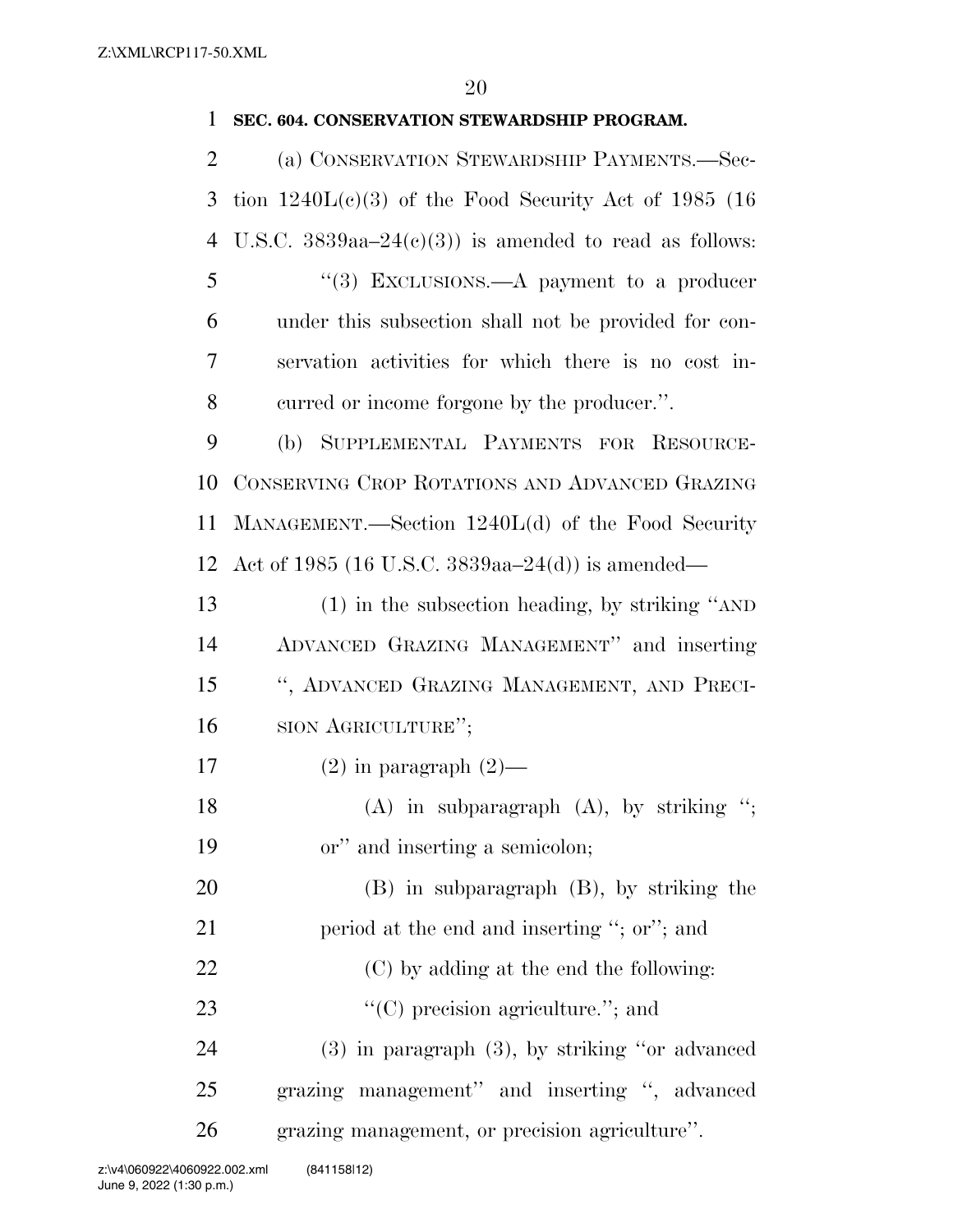**SEC. 604. CONSERVATION STEWARDSHIP PROGRAM.**

(a) CONSERVATION STEWARDSHIP PAYMENTS.—Section 1240L(c)(3) of the Food Security Act of 1985 (16 U.S.C. 3839aa–24(c)(3)) is amended to read as follows:

"(3) EXCLUSIONS.—A payment to a producer under this subsection shall not be provided for conservation activities for which there is no cost incurred or income forgone by the producer.".

(b) SUPPLEMENTAL PAYMENTS FOR RESOURCE-CONSERVING CROP ROTATIONS AND ADVANCED GRAZING MANAGEMENT.—Section 1240L(d) of the Food Security Act of 1985 (16 U.S.C. 3839aa–24(d)) is amended—

(1) in the subsection heading, by striking "AND ADVANCED GRAZING MANAGEMENT" and inserting ", ADVANCED GRAZING MANAGEMENT, AND PRECISION AGRICULTURE";

(2) in paragraph (2)—

(A) in subparagraph (A), by striking "; or" and inserting a semicolon;

(B) in subparagraph (B), by striking the period at the end and inserting "; or"; and

(C) by adding at the end the following:

"(C) precision agriculture."; and

(3) in paragraph (3), by striking "or advanced grazing management" and inserting ", advanced grazing management, or precision agriculture".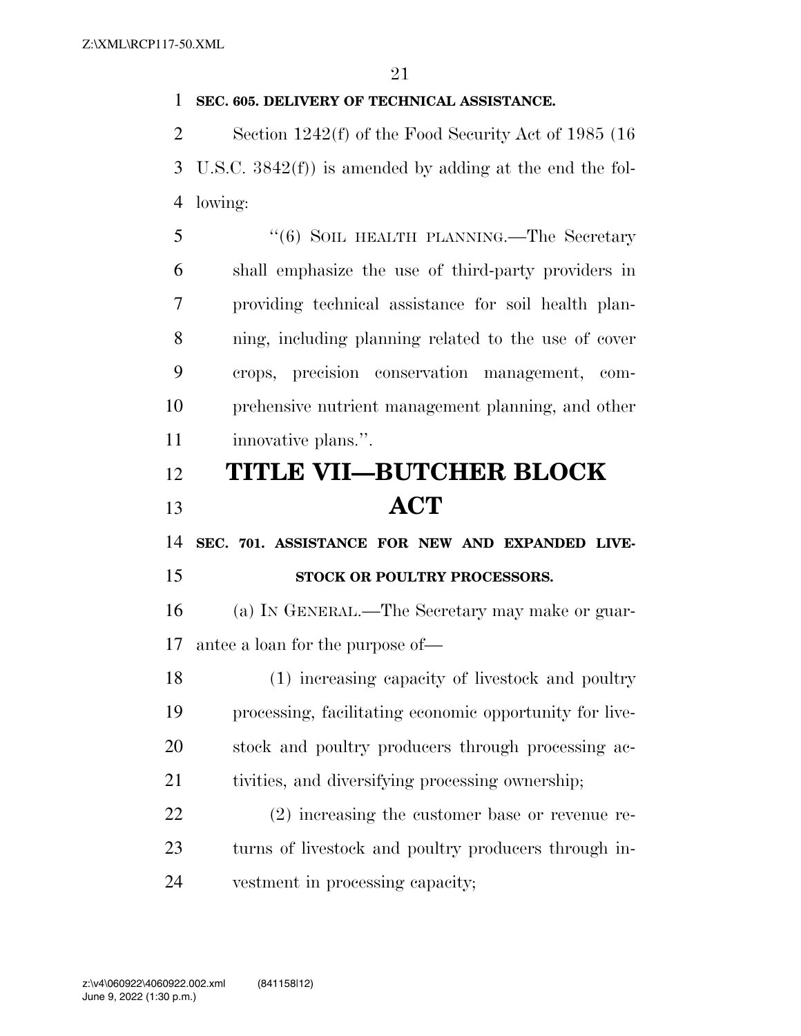**SEC. 605. DELIVERY OF TECHNICAL ASSISTANCE.**

Section 1242(f) of the Food Security Act of 1985 (16 U.S.C. 3842(f)) is amended by adding at the end the following:

"(6) SOIL HEALTH PLANNING.—The Secretary shall emphasize the use of third-party providers in providing technical assistance for soil health planning, including planning related to the use of cover crops, precision conservation management, comprehensive nutrient management planning, and other innovative plans.".

# TITLE VII—BUTCHER BLOCK ACT

**SEC. 701. ASSISTANCE FOR NEW AND EXPANDED LIVESTOCK OR POULTRY PROCESSORS.**

(a) IN GENERAL.—The Secretary may make or guarantee a loan for the purpose of—

(1) increasing capacity of livestock and poultry processing, facilitating economic opportunity for livestock and poultry producers through processing activities, and diversifying processing ownership;

(2) increasing the customer base or revenue returns of livestock and poultry producers through investment in processing capacity;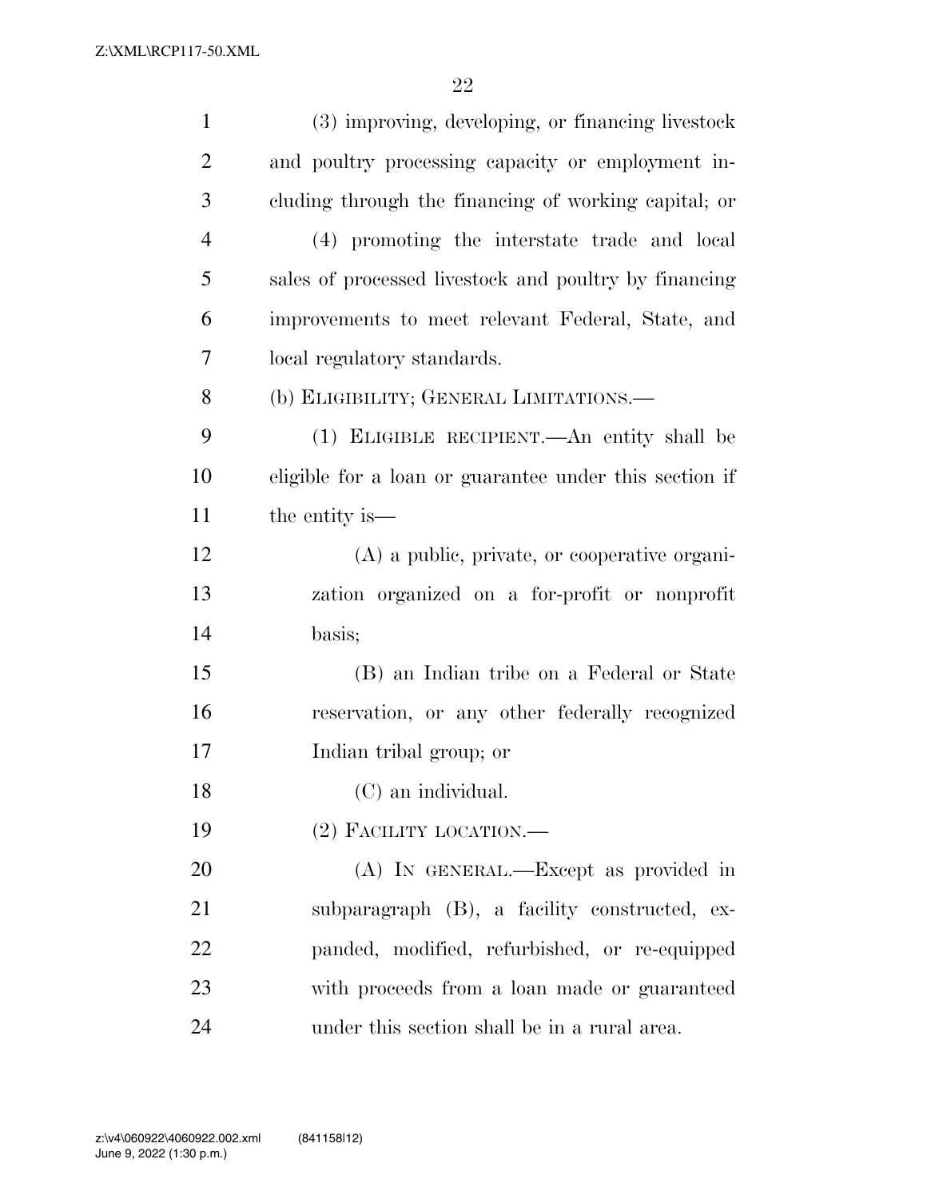(3) improving, developing, or financing livestock and poultry processing capacity or employment including through the financing of working capital; or

(4) promoting the interstate trade and local sales of processed livestock and poultry by financing improvements to meet relevant Federal, State, and local regulatory standards.

(b) ELIGIBILITY; GENERAL LIMITATIONS.—

(1) ELIGIBLE RECIPIENT.—An entity shall be eligible for a loan or guarantee under this section if the entity is—

(A) a public, private, or cooperative organization organized on a for-profit or nonprofit basis;

(B) an Indian tribe on a Federal or State reservation, or any other federally recognized Indian tribal group; or

(C) an individual.

(2) FACILITY LOCATION.—

(A) IN GENERAL.—Except as provided in subparagraph (B), a facility constructed, expanded, modified, refurbished, or re-equipped with proceeds from a loan made or guaranteed under this section shall be in a rural area.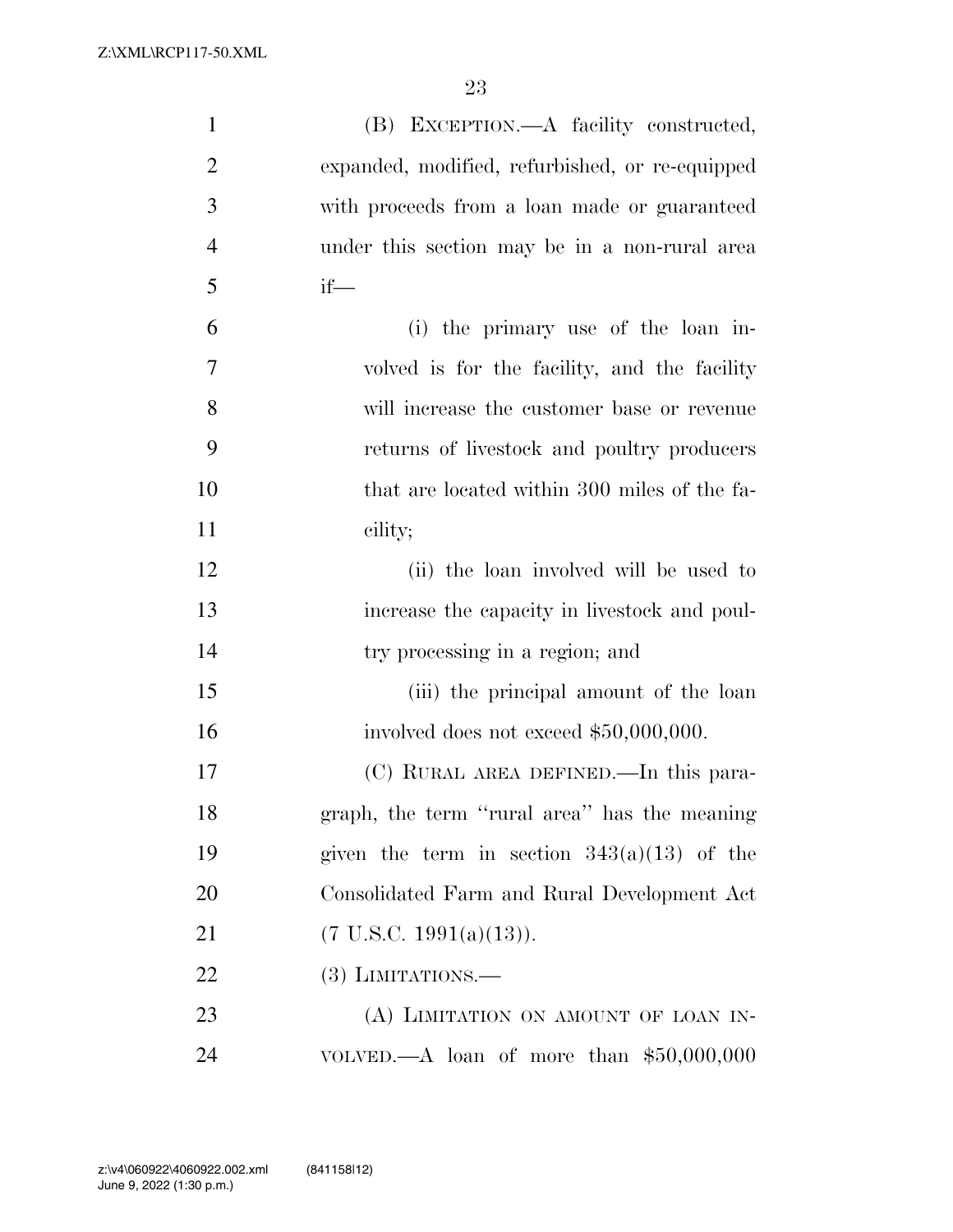(B) EXCEPTION.—A facility constructed, expanded, modified, refurbished, or re-equipped with proceeds from a loan made or guaranteed under this section may be in a non-rural area if—

(i) the primary use of the loan involved is for the facility, and the facility will increase the customer base or revenue returns of livestock and poultry producers that are located within 300 miles of the facility;

(ii) the loan involved will be used to increase the capacity in livestock and poultry processing in a region; and

(iii) the principal amount of the loan involved does not exceed $50,000,000.

(C) RURAL AREA DEFINED.—In this paragraph, the term ''rural area'' has the meaning given the term in section 343(a)(13) of the Consolidated Farm and Rural Development Act (7 U.S.C. 1991(a)(13)).

(3) LIMITATIONS.—

(A) LIMITATION ON AMOUNT OF LOAN INVOLVED.—A loan of more than $50,000,000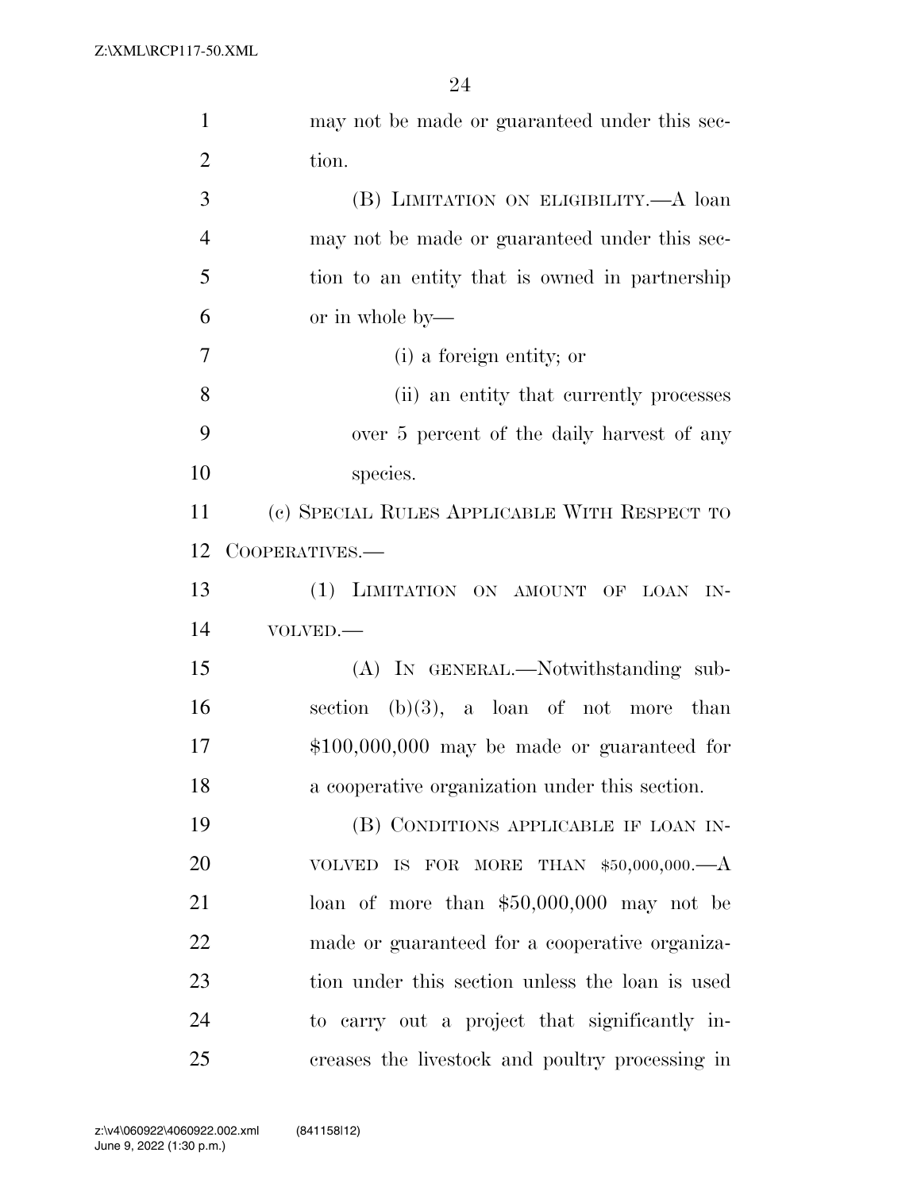may not be made or guaranteed under this section.

(B) LIMITATION ON ELIGIBILITY.—A loan may not be made or guaranteed under this section to an entity that is owned in partnership or in whole by—

(i) a foreign entity; or

(ii) an entity that currently processes over 5 percent of the daily harvest of any species.

(c) SPECIAL RULES APPLICABLE WITH RESPECT TO COOPERATIVES.—

(1) LIMITATION ON AMOUNT OF LOAN INVOLVED.—

(A) IN GENERAL.—Notwithstanding subsection (b)(3), a loan of not more than $100,000,000 may be made or guaranteed for a cooperative organization under this section.

(B) CONDITIONS APPLICABLE IF LOAN INVOLVED IS FOR MORE THAN $50,000,000.—A loan of more than $50,000,000 may not be made or guaranteed for a cooperative organization under this section unless the loan is used to carry out a project that significantly increases the livestock and poultry processing in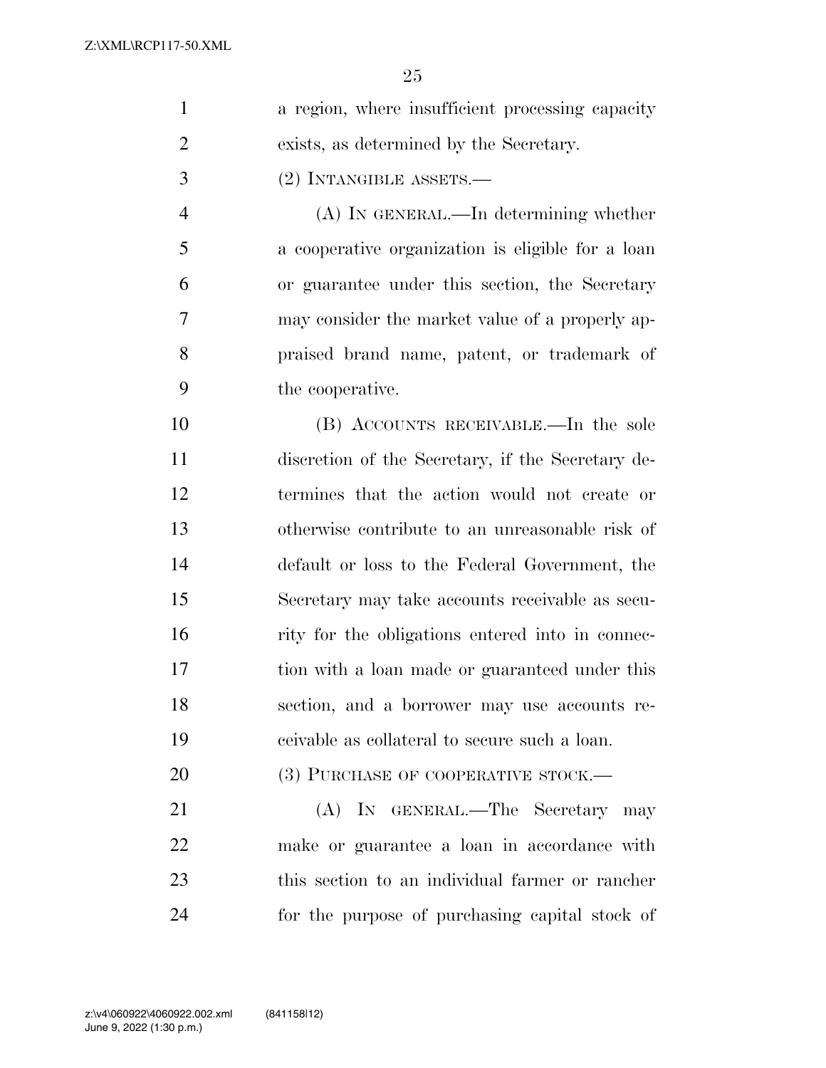a region, where insufficient processing capacity exists, as determined by the Secretary.

(2) INTANGIBLE ASSETS.—

(A) IN GENERAL.—In determining whether a cooperative organization is eligible for a loan or guarantee under this section, the Secretary may consider the market value of a properly appraised brand name, patent, or trademark of the cooperative.

(B) ACCOUNTS RECEIVABLE.—In the sole discretion of the Secretary, if the Secretary determines that the action would not create or otherwise contribute to an unreasonable risk of default or loss to the Federal Government, the Secretary may take accounts receivable as security for the obligations entered into in connection with a loan made or guaranteed under this section, and a borrower may use accounts receivable as collateral to secure such a loan.

(3) PURCHASE OF COOPERATIVE STOCK.—

(A) IN GENERAL.—The Secretary may make or guarantee a loan in accordance with this section to an individual farmer or rancher for the purpose of purchasing capital stock of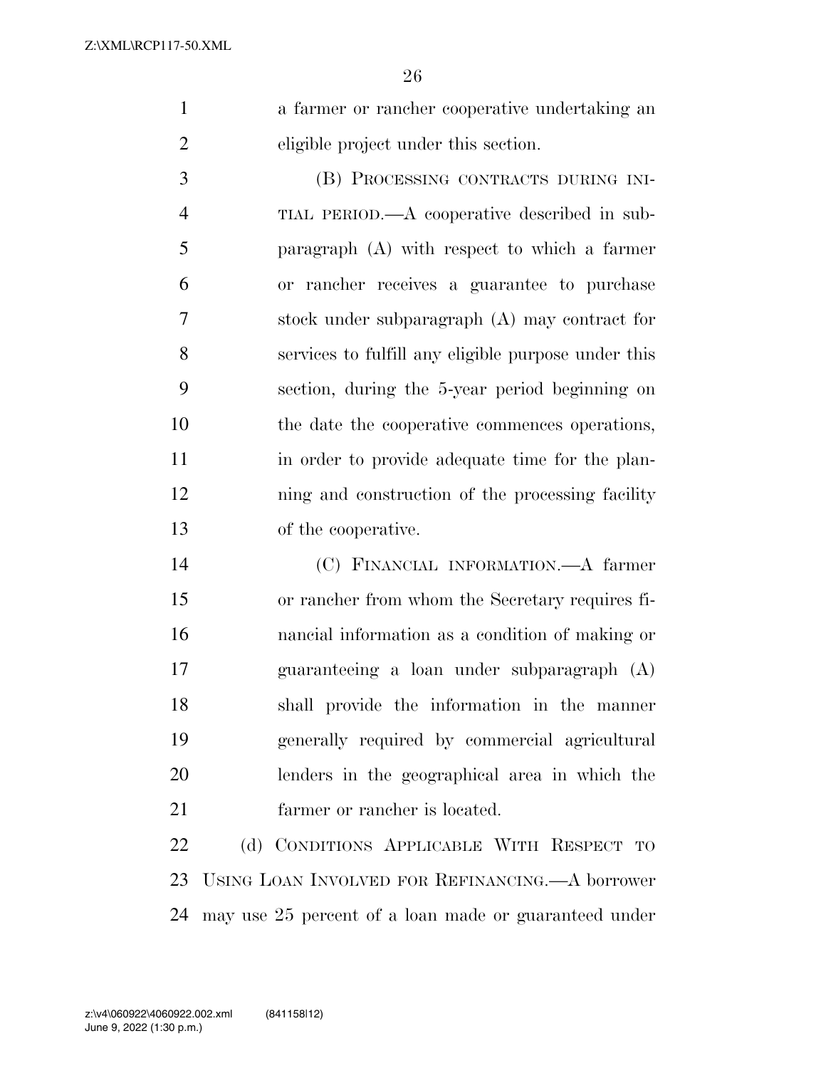a farmer or rancher cooperative undertaking an eligible project under this section.

(B) PROCESSING CONTRACTS DURING INITIAL PERIOD.—A cooperative described in subparagraph (A) with respect to which a farmer or rancher receives a guarantee to purchase stock under subparagraph (A) may contract for services to fulfill any eligible purpose under this section, during the 5-year period beginning on the date the cooperative commences operations, in order to provide adequate time for the planning and construction of the processing facility of the cooperative.

(C) FINANCIAL INFORMATION.—A farmer or rancher from whom the Secretary requires financial information as a condition of making or guaranteeing a loan under subparagraph (A) shall provide the information in the manner generally required by commercial agricultural lenders in the geographical area in which the farmer or rancher is located.

(d) CONDITIONS APPLICABLE WITH RESPECT TO USING LOAN INVOLVED FOR REFINANCING.—A borrower may use 25 percent of a loan made or guaranteed under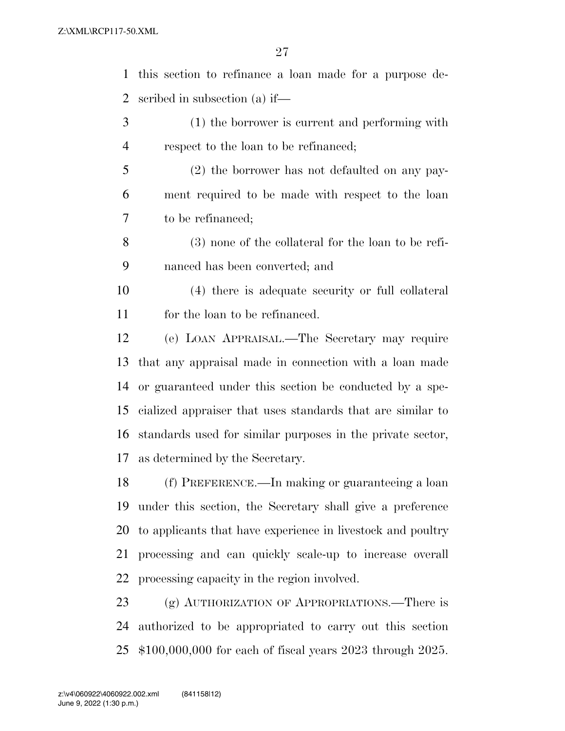this section to refinance a loan made for a purpose described in subsection (a) if—

(1) the borrower is current and performing with respect to the loan to be refinanced;

(2) the borrower has not defaulted on any payment required to be made with respect to the loan to be refinanced;

(3) none of the collateral for the loan to be refinanced has been converted; and

(4) there is adequate security or full collateral for the loan to be refinanced.

(e) LOAN APPRAISAL.—The Secretary may require that any appraisal made in connection with a loan made or guaranteed under this section be conducted by a specialized appraiser that uses standards that are similar to standards used for similar purposes in the private sector, as determined by the Secretary.

(f) PREFERENCE.—In making or guaranteeing a loan under this section, the Secretary shall give a preference to applicants that have experience in livestock and poultry processing and can quickly scale-up to increase overall processing capacity in the region involved.

(g) AUTHORIZATION OF APPROPRIATIONS.—There is authorized to be appropriated to carry out this section $100,000,000 for each of fiscal years 2023 through 2025.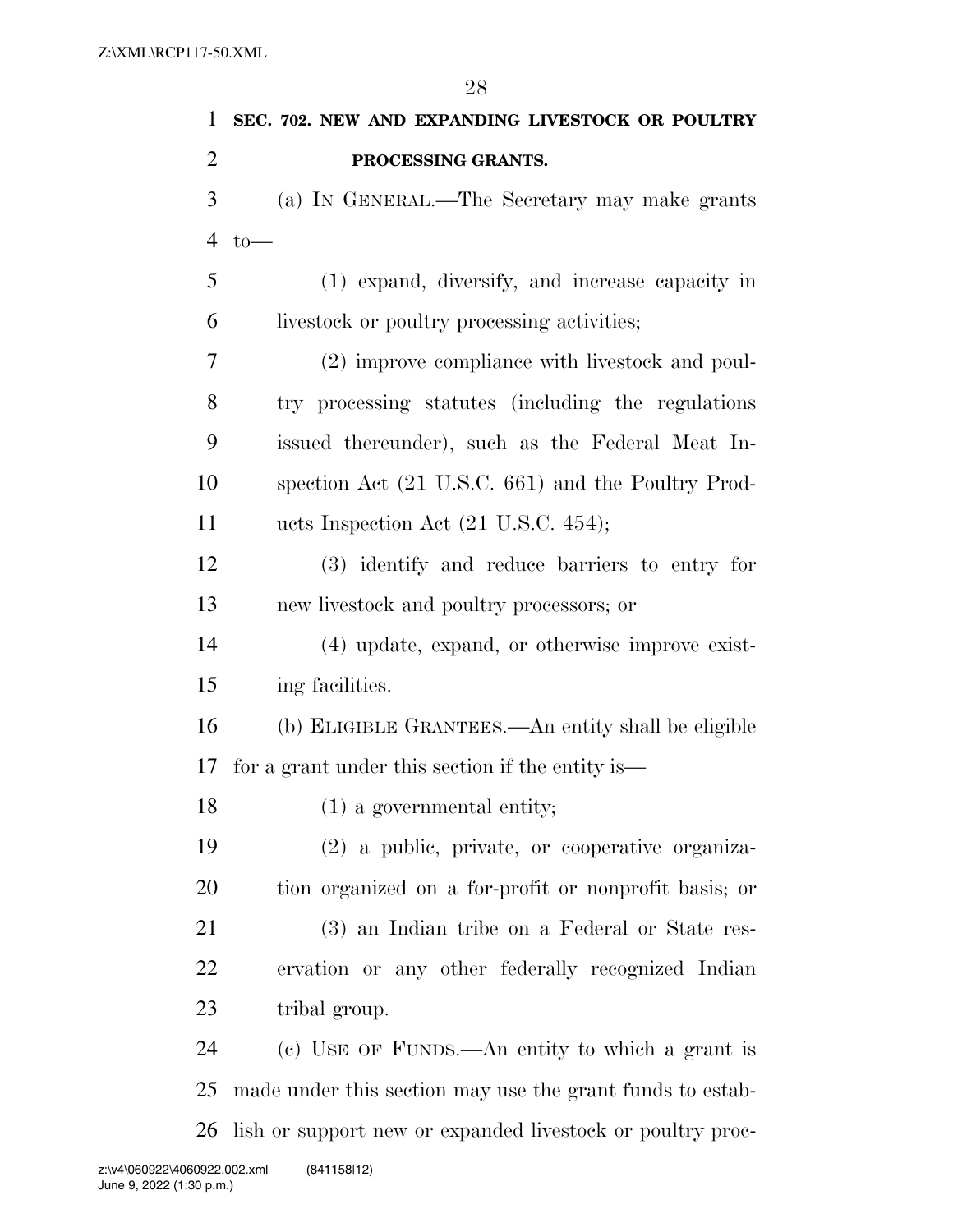**SEC. 702. NEW AND EXPANDING LIVESTOCK OR POULTRY PROCESSING GRANTS.**

(a) IN GENERAL.—The Secretary may make grants to—

(1) expand, diversify, and increase capacity in livestock or poultry processing activities;

(2) improve compliance with livestock and poultry processing statutes (including the regulations issued thereunder), such as the Federal Meat Inspection Act (21 U.S.C. 661) and the Poultry Products Inspection Act (21 U.S.C. 454);

(3) identify and reduce barriers to entry for new livestock and poultry processors; or

(4) update, expand, or otherwise improve existing facilities.

(b) ELIGIBLE GRANTEES.—An entity shall be eligible for a grant under this section if the entity is—

(1) a governmental entity;

(2) a public, private, or cooperative organization organized on a for-profit or nonprofit basis; or

(3) an Indian tribe on a Federal or State reservation or any other federally recognized Indian tribal group.

(c) USE OF FUNDS.—An entity to which a grant is made under this section may use the grant funds to establish or support new or expanded livestock or poultry proc-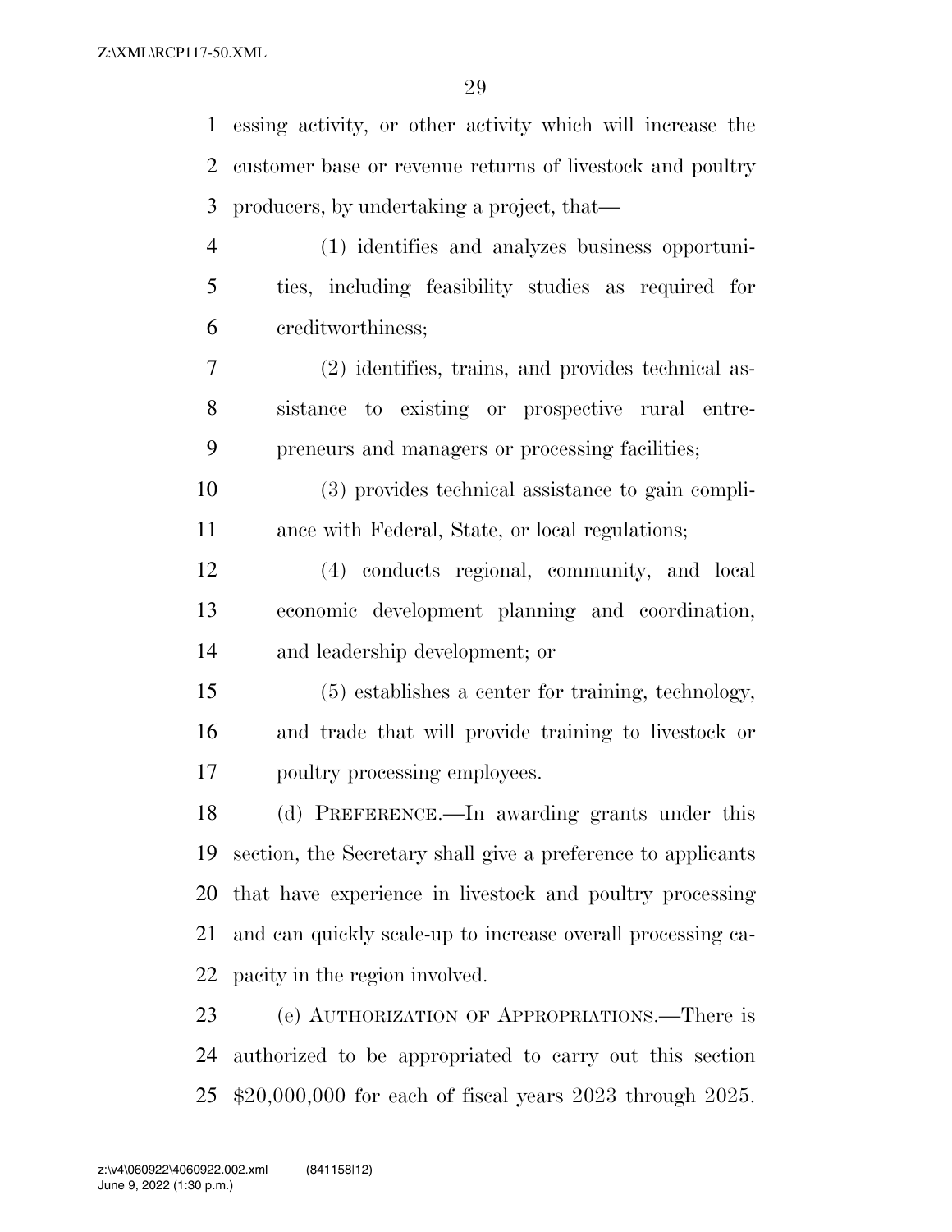essing activity, or other activity which will increase the customer base or revenue returns of livestock and poultry producers, by undertaking a project, that—

(1) identifies and analyzes business opportunities, including feasibility studies as required for creditworthiness;

(2) identifies, trains, and provides technical assistance to existing or prospective rural entrepreneurs and managers or processing facilities;

(3) provides technical assistance to gain compliance with Federal, State, or local regulations;

(4) conducts regional, community, and local economic development planning and coordination, and leadership development; or

(5) establishes a center for training, technology, and trade that will provide training to livestock or poultry processing employees.

(d) PREFERENCE.—In awarding grants under this section, the Secretary shall give a preference to applicants that have experience in livestock and poultry processing and can quickly scale-up to increase overall processing capacity in the region involved.

(e) AUTHORIZATION OF APPROPRIATIONS.—There is authorized to be appropriated to carry out this section $20,000,000 for each of fiscal years 2023 through 2025.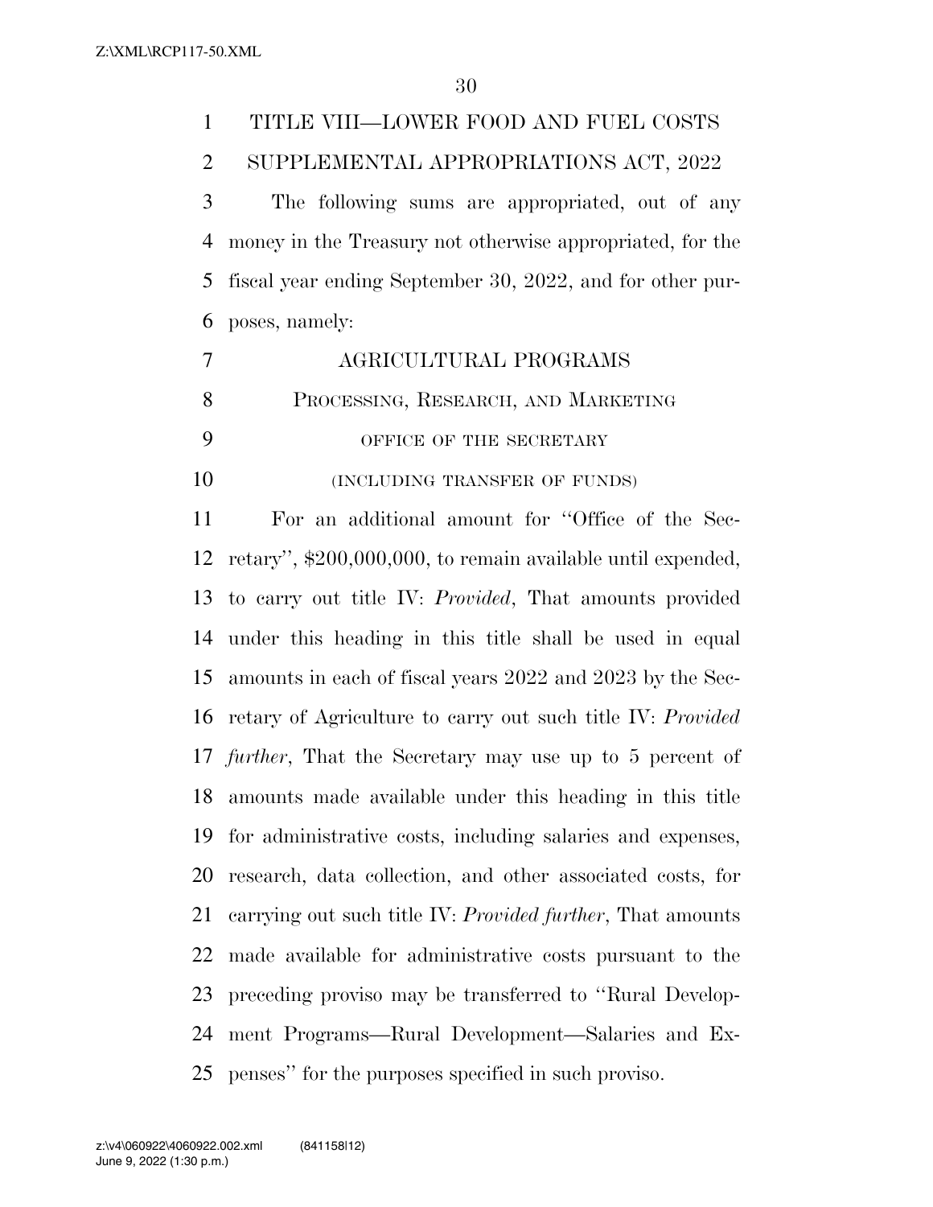# TITLE VIII—LOWER FOOD AND FUEL COSTS SUPPLEMENTAL APPROPRIATIONS ACT, 2022

The following sums are appropriated, out of any money in the Treasury not otherwise appropriated, for the fiscal year ending September 30, 2022, and for other purposes, namely:

## AGRICULTURAL PROGRAMS

### PROCESSING, RESEARCH, AND MARKETING

#### OFFICE OF THE SECRETARY

(INCLUDING TRANSFER OF FUNDS)

For an additional amount for ''Office of the Secretary'', $200,000,000, to remain available until expended, to carry out title IV: *Provided*, That amounts provided under this heading in this title shall be used in equal amounts in each of fiscal years 2022 and 2023 by the Secretary of Agriculture to carry out such title IV: *Provided further*, That the Secretary may use up to 5 percent of amounts made available under this heading in this title for administrative costs, including salaries and expenses, research, data collection, and other associated costs, for carrying out such title IV: *Provided further*, That amounts made available for administrative costs pursuant to the preceding proviso may be transferred to ''Rural Development Programs—Rural Development—Salaries and Expenses'' for the purposes specified in such proviso.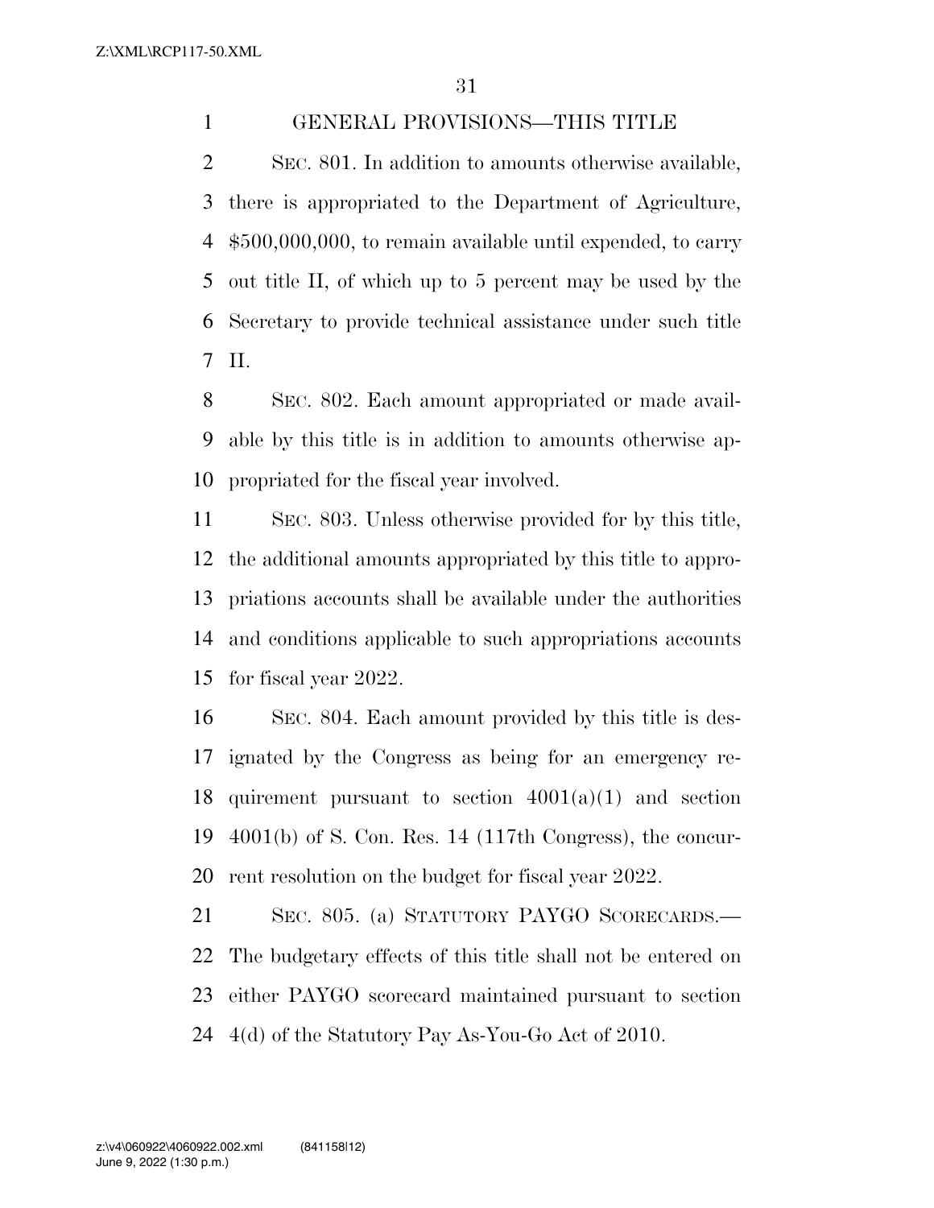## GENERAL PROVISIONS—THIS TITLE

SEC. 801. In addition to amounts otherwise available, there is appropriated to the Department of Agriculture, $500,000,000, to remain available until expended, to carry out title II, of which up to 5 percent may be used by the Secretary to provide technical assistance under such title II.

SEC. 802. Each amount appropriated or made available by this title is in addition to amounts otherwise appropriated for the fiscal year involved.

SEC. 803. Unless otherwise provided for by this title, the additional amounts appropriated by this title to appropriations accounts shall be available under the authorities and conditions applicable to such appropriations accounts for fiscal year 2022.

SEC. 804. Each amount provided by this title is designated by the Congress as being for an emergency requirement pursuant to section 4001(a)(1) and section 4001(b) of S. Con. Res. 14 (117th Congress), the concurrent resolution on the budget for fiscal year 2022.

SEC. 805. (a) STATUTORY PAYGO SCORECARDS.—The budgetary effects of this title shall not be entered on either PAYGO scorecard maintained pursuant to section 4(d) of the Statutory Pay As-You-Go Act of 2010.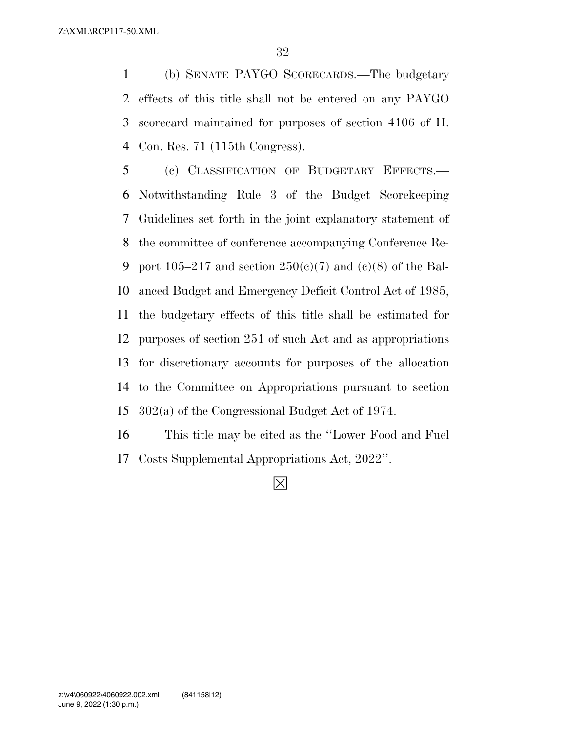(b) SENATE PAYGO SCORECARDS.—The budgetary effects of this title shall not be entered on any PAYGO scorecard maintained for purposes of section 4106 of H. Con. Res. 71 (115th Congress).

(c) CLASSIFICATION OF BUDGETARY EFFECTS.—Notwithstanding Rule 3 of the Budget Scorekeeping Guidelines set forth in the joint explanatory statement of the committee of conference accompanying Conference Report 105–217 and section 250(c)(7) and (c)(8) of the Balanced Budget and Emergency Deficit Control Act of 1985, the budgetary effects of this title shall be estimated for purposes of section 251 of such Act and as appropriations for discretionary accounts for purposes of the allocation to the Committee on Appropriations pursuant to section 302(a) of the Congressional Budget Act of 1974.

This title may be cited as the ''Lower Food and Fuel Costs Supplemental Appropriations Act, 2022''.